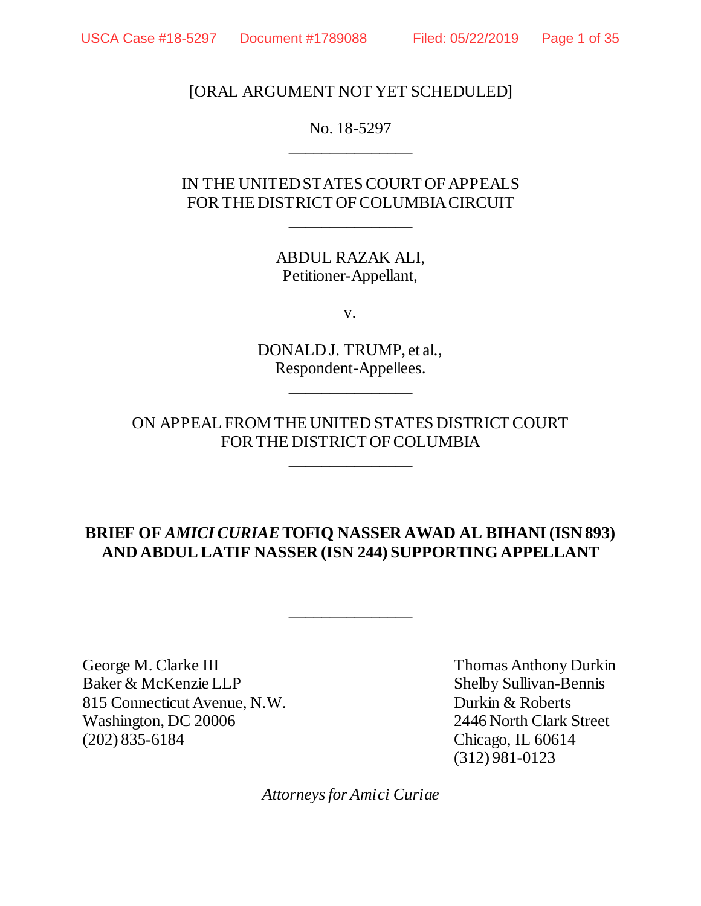[ORAL ARGUMENT NOT YET SCHEDULED]

No. 18-5297

---

IN THE UNITED STATES COURT OF APPEALS
FOR THE DISTRICT OF COLUMBIA CIRCUIT

---

ABDUL RAZAK ALI,
Petitioner-Appellant,

v.

DONALD J. TRUMP, et al.,
Respondent-Appellees.

---

ON APPEAL FROM THE UNITED STATES DISTRICT COURT
FOR THE DISTRICT OF COLUMBIA

---

**BRIEF OF *AMICI CURIAE* TOFIQ NASSER AWAD AL BIHANI (ISN 893) AND ABDUL LATIF NASSER (ISN 244) SUPPORTING APPELLANT**

---

George M. Clarke III
Baker & McKenzie LLP
815 Connecticut Avenue, N.W.
Washington, DC 20006
(202) 835-6184

Thomas Anthony Durkin
Shelby Sullivan-Bennis
Durkin & Roberts
2446 North Clark Street
Chicago, IL 60614
(312) 981-0123

*Attorneys for Amici Curiae*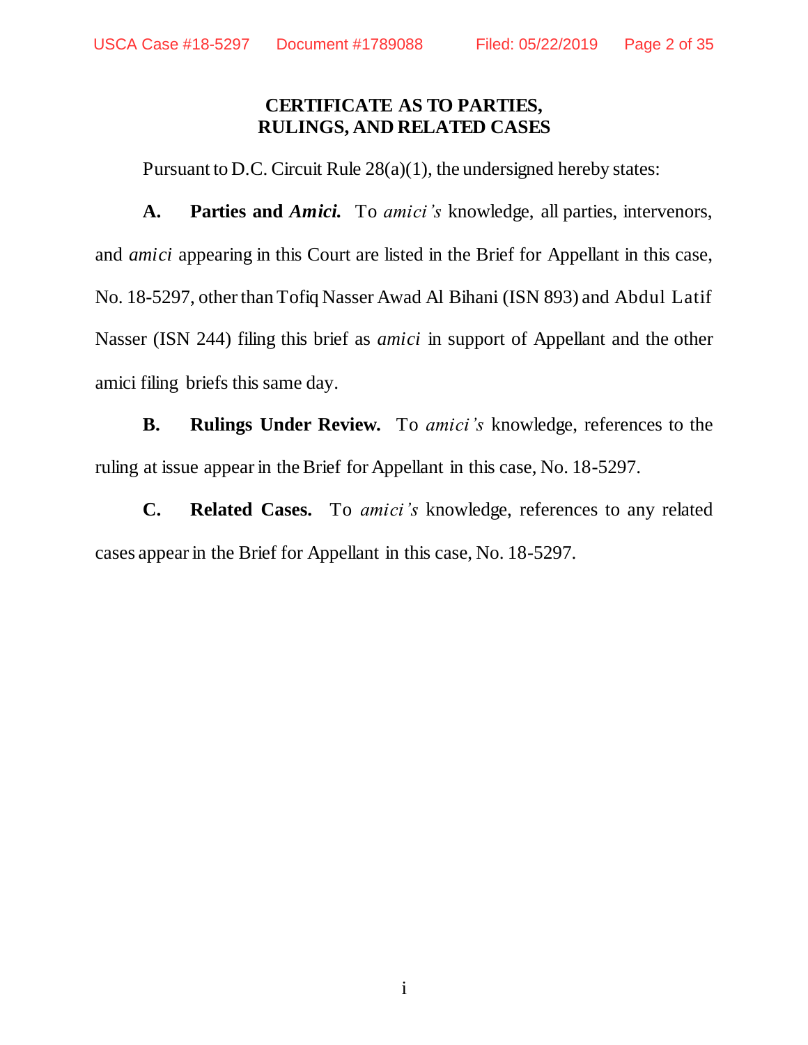## CERTIFICATE AS TO PARTIES, RULINGS, AND RELATED CASES

Pursuant to D.C. Circuit Rule 28(a)(1), the undersigned hereby states:

**A. Parties and *Amici.*** To *amici's* knowledge, all parties, intervenors, and *amici* appearing in this Court are listed in the Brief for Appellant in this case, No. 18-5297, other than Tofiq Nasser Awad Al Bihani (ISN 893) and Abdul Latif Nasser (ISN 244) filing this brief as *amici* in support of Appellant and the other amici filing briefs this same day.

**B. Rulings Under Review.** To *amici's* knowledge, references to the ruling at issue appear in the Brief for Appellant in this case, No. 18-5297.

**C. Related Cases.** To *amici's* knowledge, references to any related cases appear in the Brief for Appellant in this case, No. 18-5297.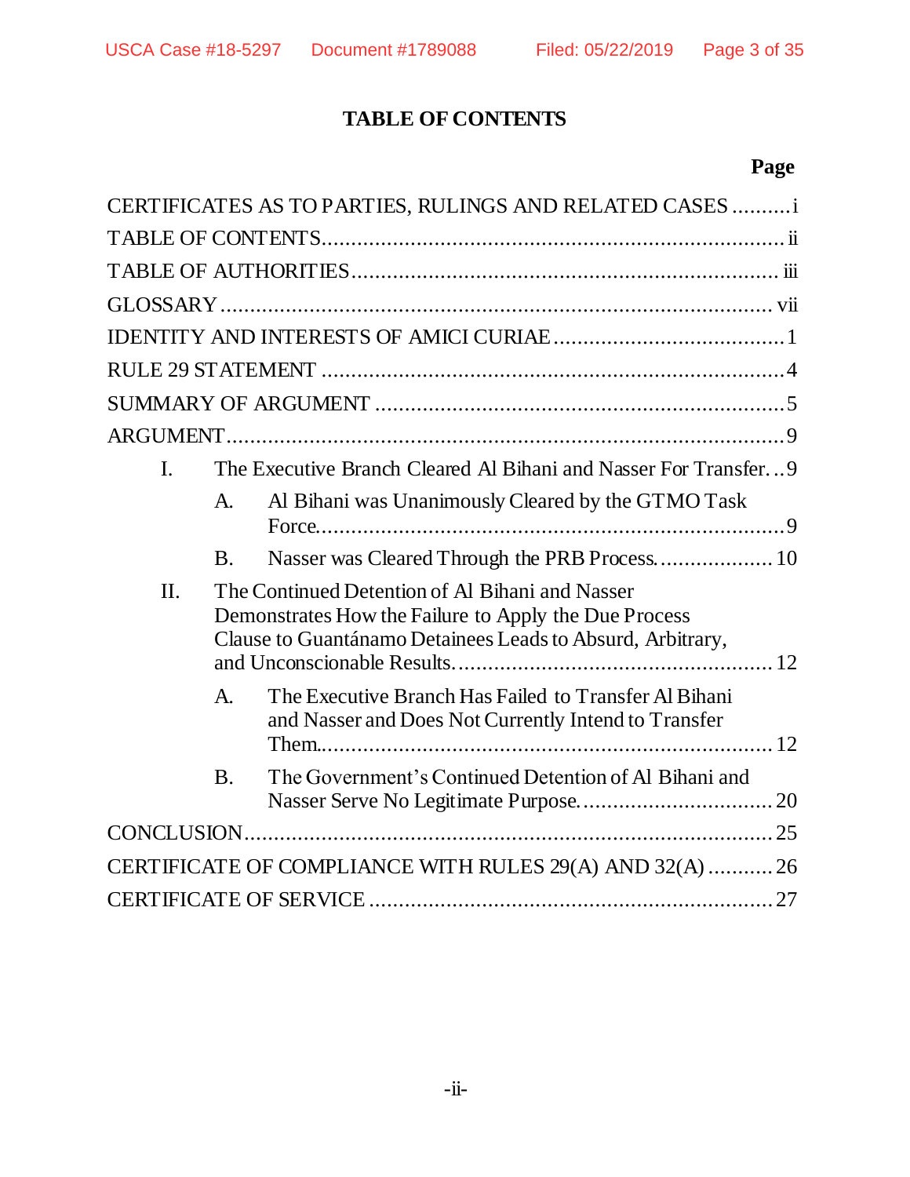# TABLE OF CONTENTS

**Page**

CERTIFICATES AS TO PARTIES, RULINGS AND RELATED CASES .......... i

TABLE OF CONTENTS .......... ii

TABLE OF AUTHORITIES .......... iii

GLOSSARY .......... vii

IDENTITY AND INTERESTS OF AMICI CURIAE .......... 1

RULE 29 STATEMENT .......... 4

SUMMARY OF ARGUMENT .......... 5

ARGUMENT .......... 9

- I. The Executive Branch Cleared Al Bihani and Nasser For Transfer. .......... 9
  - A. Al Bihani was Unanimously Cleared by the GTMO Task Force. .......... 9
  - B. Nasser was Cleared Through the PRB Process. .......... 10
- II. The Continued Detention of Al Bihani and Nasser Demonstrates How the Failure to Apply the Due Process Clause to Guantánamo Detainees Leads to Absurd, Arbitrary, and Unconscionable Results. .......... 12
  - A. The Executive Branch Has Failed to Transfer Al Bihani and Nasser and Does Not Currently Intend to Transfer Them. .......... 12
  - B. The Government's Continued Detention of Al Bihani and Nasser Serve No Legitimate Purpose. .......... 20

CONCLUSION .......... 25

CERTIFICATE OF COMPLIANCE WITH RULES 29(A) AND 32(A) .......... 26

CERTIFICATE OF SERVICE .......... 27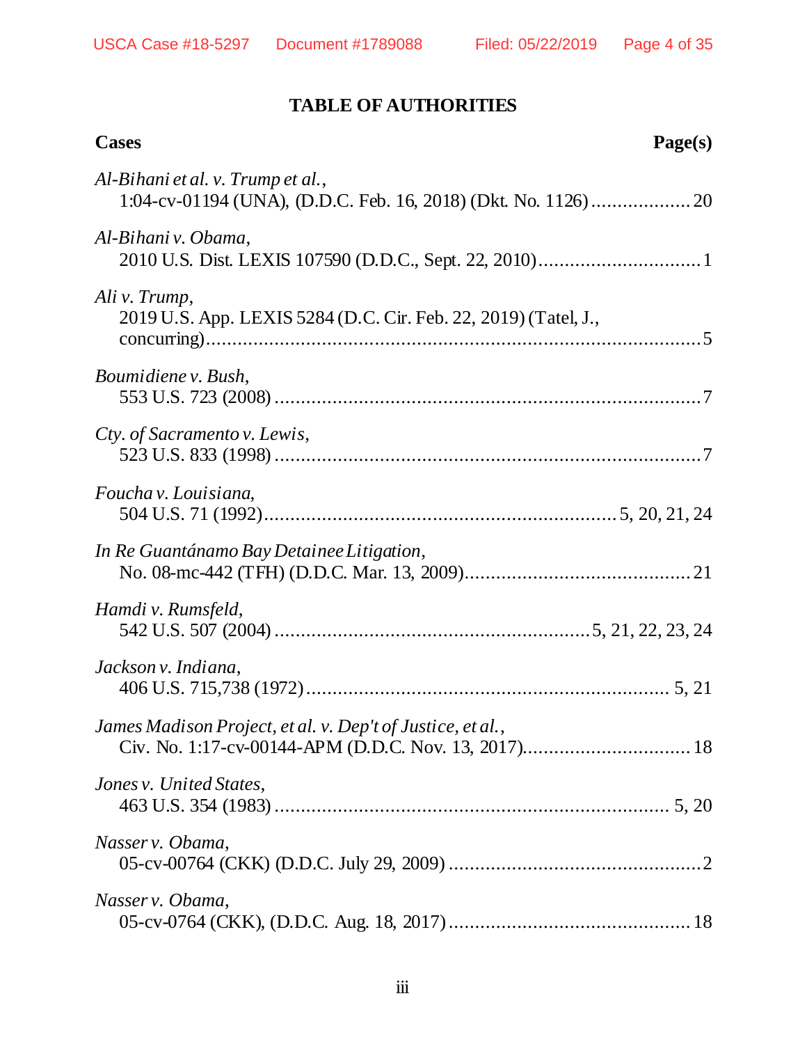# TABLE OF AUTHORITIES

**Cases** **Page(s)**

*Al-Bihani et al. v. Trump et al.*,
1:04-cv-01194 (UNA), (D.D.C. Feb. 16, 2018) (Dkt. No. 1126) .................... 20

*Al-Bihani v. Obama*,
2010 U.S. Dist. LEXIS 107590 (D.D.C., Sept. 22, 2010) ................................ 1

*Ali v. Trump*,
2019 U.S. App. LEXIS 5284 (D.C. Cir. Feb. 22, 2019) (Tatel, J., concurring) ............................................................................................... 5

*Boumidiene v. Bush*,
553 U.S. 723 (2008) ................................................................................... 7

*Cty. of Sacramento v. Lewis*,
523 U.S. 833 (1998) ................................................................................... 7

*Foucha v. Louisiana*,
504 U.S. 71 (1992) ................................................................... 5, 20, 21, 24

*In Re Guantánamo Bay Detainee Litigation*,
No. 08-mc-442 (TFH) (D.D.C. Mar. 13, 2009) ............................................ 21

*Hamdi v. Rumsfeld*,
542 U.S. 507 (2004) ............................................................ 5, 21, 22, 23, 24

*Jackson v. Indiana*,
406 U.S. 715,738 (1972) ...................................................................... 5, 21

*James Madison Project, et al. v. Dep't of Justice, et al.*,
Civ. No. 1:17-cv-00144-APM (D.D.C. Nov. 13, 2017)................................ 18

*Jones v. United States*,
463 U.S. 354 (1983) ............................................................................ 5, 20

*Nasser v. Obama*,
05-cv-00764 (CKK) (D.D.C. July 29, 2009) ................................................. 2

*Nasser v. Obama*,
05-cv-0764 (CKK), (D.D.C. Aug. 18, 2017) .............................................. 18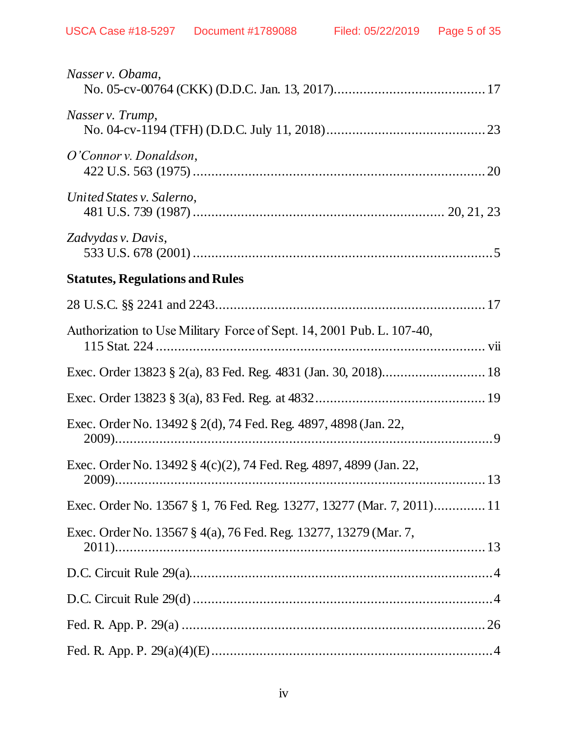*Nasser v. Obama*,
No. 05-cv-00764 (CKK) (D.D.C. Jan. 13, 2017)......................................... 17

*Nasser v. Trump*,
No. 04-cv-1194 (TFH) (D.D.C. July 11, 2018)........................................... 23

*O'Connor v. Donaldson*,
422 U.S. 563 (1975) .............................................................................. 20

*United States v. Salerno*,
481 U.S. 739 (1987) ................................................................. 20, 21, 23

*Zadvydas v. Davis*,
533 U.S. 678 (2001) ................................................................................5

**Statutes, Regulations and Rules**

28 U.S.C. §§ 2241 and 2243........................................................................ 17

Authorization to Use Military Force of Sept. 14, 2001 Pub. L. 107-40,
115 Stat. 224 .......................................................................................... vii

Exec. Order 13823 § 2(a), 83 Fed. Reg. 4831 (Jan. 30, 2018)............................ 18

Exec. Order 13823 § 3(a), 83 Fed. Reg. at 4832.............................................. 19

Exec. Order No. 13492 § 2(d), 74 Fed. Reg. 4897, 4898 (Jan. 22,
2009).........................................................................................................9

Exec. Order No. 13492 § 4(c)(2), 74 Fed. Reg. 4897, 4899 (Jan. 22,
2009)....................................................................................................... 13

Exec. Order No. 13567 § 1, 76 Fed. Reg. 13277, 13277 (Mar. 7, 2011).............. 11

Exec. Order No. 13567 § 4(a), 76 Fed. Reg. 13277, 13279 (Mar. 7,
2011)....................................................................................................... 13

D.C. Circuit Rule 29(a)..................................................................................4

D.C. Circuit Rule 29(d) .................................................................................4

Fed. R. App. P. 29(a) .................................................................................. 26

Fed. R. App. P. 29(a)(4)(E) ...........................................................................4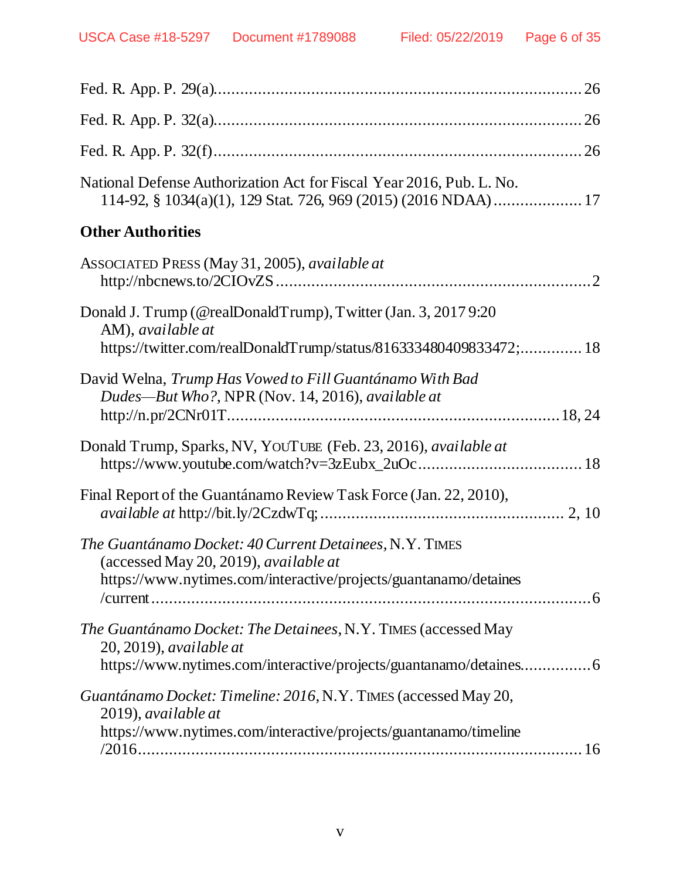Fed. R. App. P. 29(a) ........................................................................ 26

Fed. R. App. P. 32(a) ........................................................................ 26

Fed. R. App. P. 32(f) ........................................................................ 26

National Defense Authorization Act for Fiscal Year 2016, Pub. L. No. 114-92, § 1034(a)(1), 129 Stat. 726, 969 (2015) (2016 NDAA) .................... 17

**Other Authorities**

ASSOCIATED PRESS (May 31, 2005), *available at* http://nbcnews.to/2CIOvZS ........................................................................ 2

Donald J. Trump (@realDonaldTrump), Twitter (Jan. 3, 2017 9:20 AM), *available at* https://twitter.com/realDonaldTrump/status/816333480409833472; .............. 18

David Welna, *Trump Has Vowed to Fill Guantánamo With Bad Dudes—But Who?*, NPR (Nov. 14, 2016), *available at* http://n.pr/2CNr01T ........................................................................ 18, 24

Donald Trump, Sparks, NV, YOUTUBE (Feb. 23, 2016), *available at* https://www.youtube.com/watch?v=3zEubx_2uOc ..................................... 18

Final Report of the Guantánamo Review Task Force (Jan. 22, 2010), *available at* http://bit.ly/2CzdwTq; ........................................................ 2, 10

*The Guantánamo Docket: 40 Current Detainees*, N.Y. TIMES (accessed May 20, 2019), *available at* https://www.nytimes.com/interactive/projects/guantanamo/detaines/current ........................................................................ 6

*The Guantánamo Docket: The Detainees*, N.Y. TIMES (accessed May 20, 2019), *available at* https://www.nytimes.com/interactive/projects/guantanamo/detaines ................ 6

*Guantánamo Docket: Timeline: 2016*, N.Y. TIMES (accessed May 20, 2019), *available at* https://www.nytimes.com/interactive/projects/guantanamo/timeline/2016 ........................................................................ 16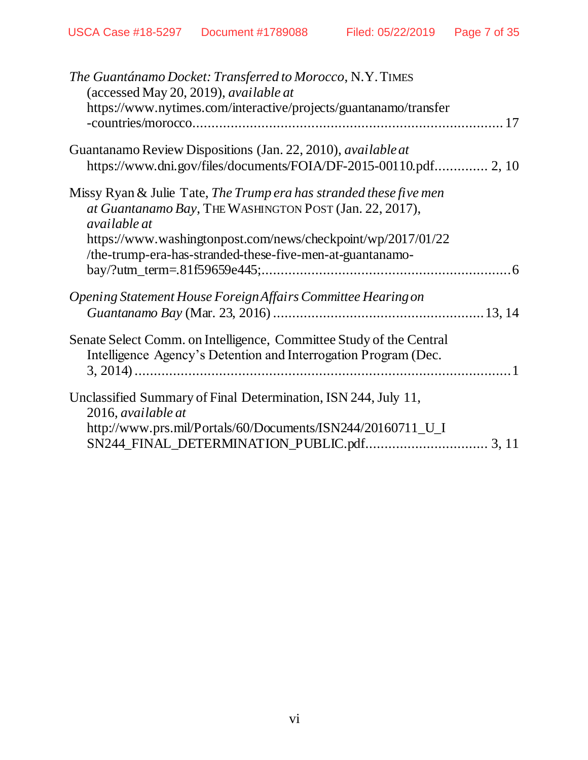*The Guantánamo Docket: Transferred to Morocco*, N.Y. TIMES (accessed May 20, 2019), *available at* https://www.nytimes.com/interactive/projects/guantanamo/transfer-countries/morocco.......................................................................... 17

Guantanamo Review Dispositions (Jan. 22, 2010), *available at* https://www.dni.gov/files/documents/FOIA/DF-2015-00110.pdf.............. 2, 10

Missy Ryan & Julie Tate, *The Trump era has stranded these five men at Guantanamo Bay*, THE WASHINGTON POST (Jan. 22, 2017), *available at* https://www.washingtonpost.com/news/checkpoint/wp/2017/01/22/the-trump-era-has-stranded-these-five-men-at-guantanamo-bay/?utm_term=.81f59659e445;...............................................................6

*Opening Statement House Foreign Affairs Committee Hearing on Guantanamo Bay* (Mar. 23, 2016) .....................................................13, 14

Senate Select Comm. on Intelligence, Committee Study of the Central Intelligence Agency's Detention and Interrogation Program (Dec. 3, 2014) ........................................................................................1

Unclassified Summary of Final Determination, ISN 244, July 11, 2016, *available at* http://www.prs.mil/Portals/60/Documents/ISN244/20160711_U_ISN244_FINAL_DETERMINATION_PUBLIC.pdf................................ 3, 11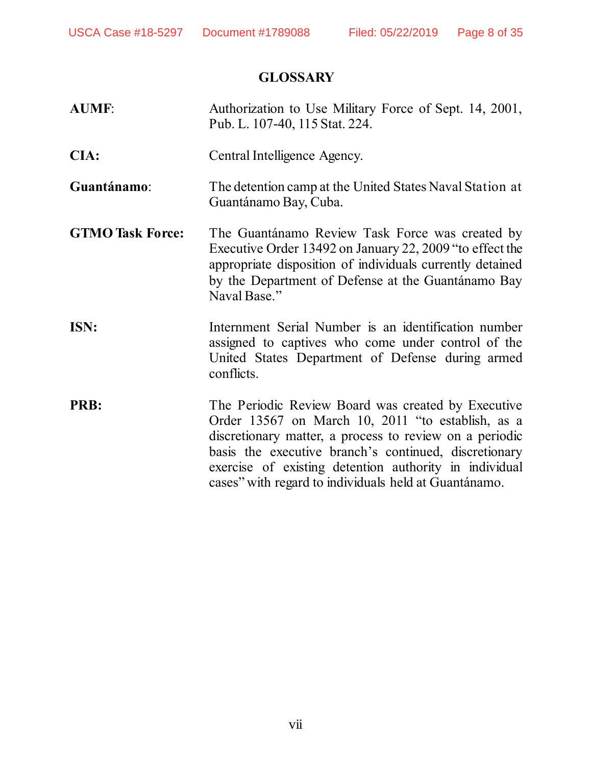## GLOSSARY

**AUMF**: Authorization to Use Military Force of Sept. 14, 2001, Pub. L. 107-40, 115 Stat. 224.

**CIA:** Central Intelligence Agency.

**Guantánamo**: The detention camp at the United States Naval Station at Guantánamo Bay, Cuba.

**GTMO Task Force:** The Guantánamo Review Task Force was created by Executive Order 13492 on January 22, 2009 "to effect the appropriate disposition of individuals currently detained by the Department of Defense at the Guantánamo Bay Naval Base."

**ISN:** Internment Serial Number is an identification number assigned to captives who come under control of the United States Department of Defense during armed conflicts.

**PRB:** The Periodic Review Board was created by Executive Order 13567 on March 10, 2011 "to establish, as a discretionary matter, a process to review on a periodic basis the executive branch's continued, discretionary exercise of existing detention authority in individual cases" with regard to individuals held at Guantánamo.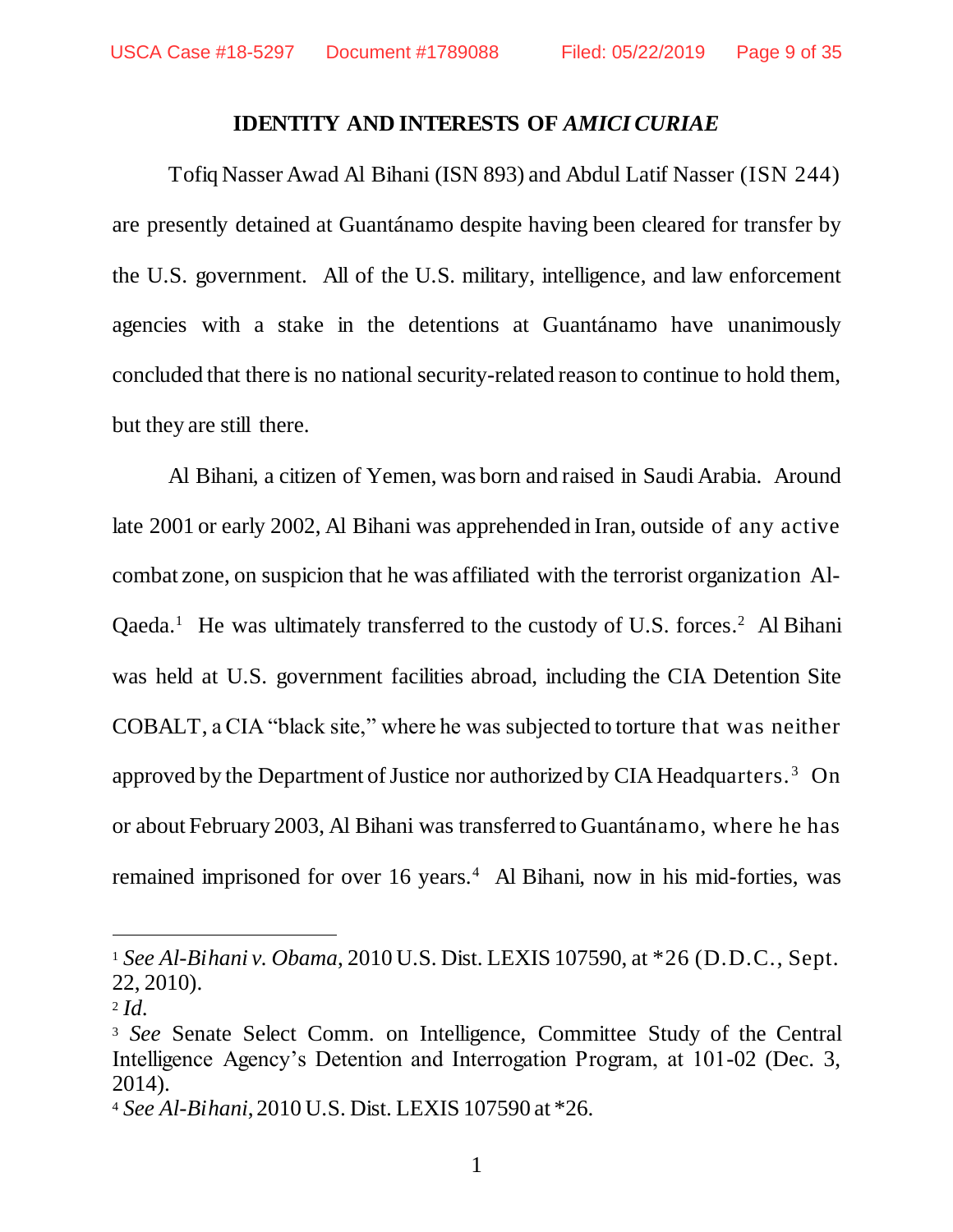## IDENTITY AND INTERESTS OF *AMICI CURIAE*

Tofiq Nasser Awad Al Bihani (ISN 893) and Abdul Latif Nasser (ISN 244) are presently detained at Guantánamo despite having been cleared for transfer by the U.S. government. All of the U.S. military, intelligence, and law enforcement agencies with a stake in the detentions at Guantánamo have unanimously concluded that there is no national security-related reason to continue to hold them, but they are still there.

Al Bihani, a citizen of Yemen, was born and raised in Saudi Arabia. Around late 2001 or early 2002, Al Bihani was apprehended in Iran, outside of any active combat zone, on suspicion that he was affiliated with the terrorist organization Al-Qaeda.[1] He was ultimately transferred to the custody of U.S. forces.[2] Al Bihani was held at U.S. government facilities abroad, including the CIA Detention Site COBALT, a CIA "black site," where he was subjected to torture that was neither approved by the Department of Justice nor authorized by CIA Headquarters.[3] On or about February 2003, Al Bihani was transferred to Guantánamo, where he has remained imprisoned for over 16 years.[4] Al Bihani, now in his mid-forties, was

---

[1] *See Al-Bihani v. Obama*, 2010 U.S. Dist. LEXIS 107590, at *26 (D.D.C., Sept. 22, 2010).

[2] *Id.*

[3] *See* Senate Select Comm. on Intelligence, Committee Study of the Central Intelligence Agency's Detention and Interrogation Program, at 101-02 (Dec. 3, 2014).

[4] *See Al-Bihani*, 2010 U.S. Dist. LEXIS 107590 at *26.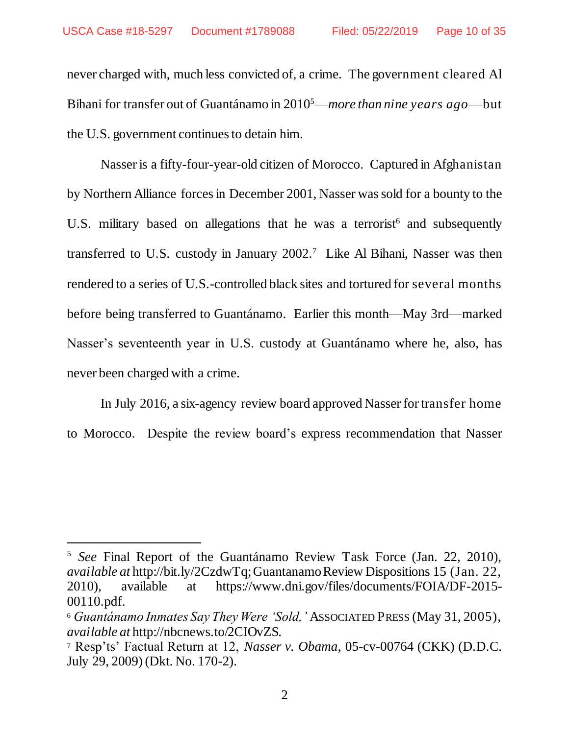never charged with, much less convicted of, a crime. The government cleared Al Bihani for transfer out of Guantánamo in 2010[5]—*more than nine years ago*—but the U.S. government continues to detain him.

Nasser is a fifty-four-year-old citizen of Morocco. Captured in Afghanistan by Northern Alliance forces in December 2001, Nasser was sold for a bounty to the U.S. military based on allegations that he was a terrorist[6] and subsequently transferred to U.S. custody in January 2002.[7] Like Al Bihani, Nasser was then rendered to a series of U.S.-controlled black sites and tortured for several months before being transferred to Guantánamo. Earlier this month—May 3rd—marked Nasser's seventeenth year in U.S. custody at Guantánamo where he, also, has never been charged with a crime.

In July 2016, a six-agency review board approved Nasser for transfer home to Morocco. Despite the review board's express recommendation that Nasser

---

[5] *See* Final Report of the Guantánamo Review Task Force (Jan. 22, 2010), *available at* http://bit.ly/2CzdwTq; Guantanamo Review Dispositions 15 (Jan. 22, 2010), available at https://www.dni.gov/files/documents/FOIA/DF-2015-00110.pdf.

[6] *Guantánamo Inmates Say They Were 'Sold,'* ASSOCIATED PRESS (May 31, 2005), *available at* http://nbcnews.to/2CIOvZS.

[7] Resp'ts' Factual Return at 12, *Nasser v. Obama*, 05-cv-00764 (CKK) (D.D.C. July 29, 2009) (Dkt. No. 170-2).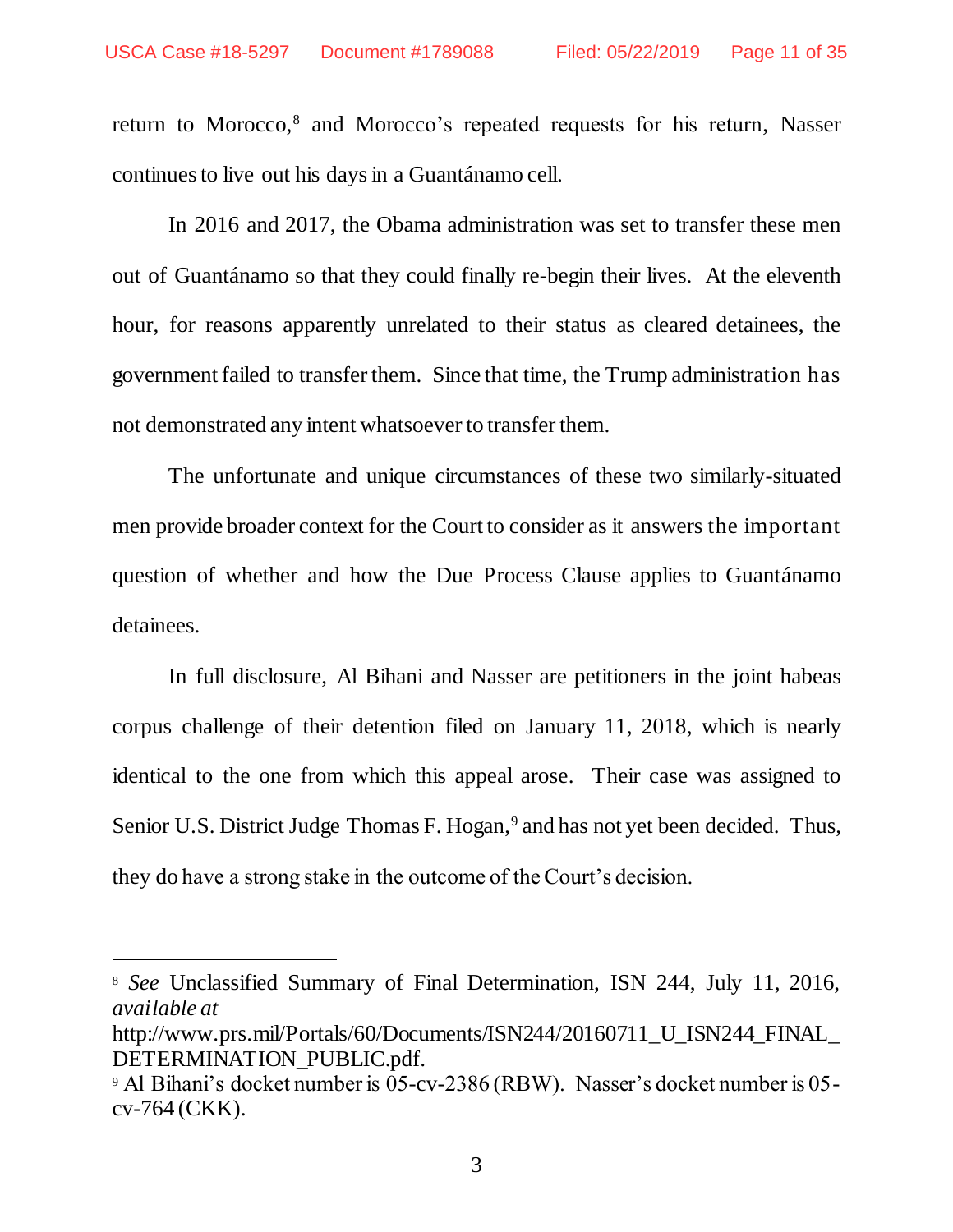return to Morocco,[8] and Morocco's repeated requests for his return, Nasser continues to live out his days in a Guantánamo cell.

In 2016 and 2017, the Obama administration was set to transfer these men out of Guantánamo so that they could finally re-begin their lives. At the eleventh hour, for reasons apparently unrelated to their status as cleared detainees, the government failed to transfer them. Since that time, the Trump administration has not demonstrated any intent whatsoever to transfer them.

The unfortunate and unique circumstances of these two similarly-situated men provide broader context for the Court to consider as it answers the important question of whether and how the Due Process Clause applies to Guantánamo detainees.

In full disclosure, Al Bihani and Nasser are petitioners in the joint habeas corpus challenge of their detention filed on January 11, 2018, which is nearly identical to the one from which this appeal arose. Their case was assigned to Senior U.S. District Judge Thomas F. Hogan,[9] and has not yet been decided. Thus, they do have a strong stake in the outcome of the Court's decision.

---

[8] *See* Unclassified Summary of Final Determination, ISN 244, July 11, 2016, *available at* http://www.prs.mil/Portals/60/Documents/ISN244/20160711_U_ISN244_FINAL_DETERMINATION_PUBLIC.pdf.

[9] Al Bihani's docket number is 05-cv-2386 (RBW). Nasser's docket number is 05-cv-764 (CKK).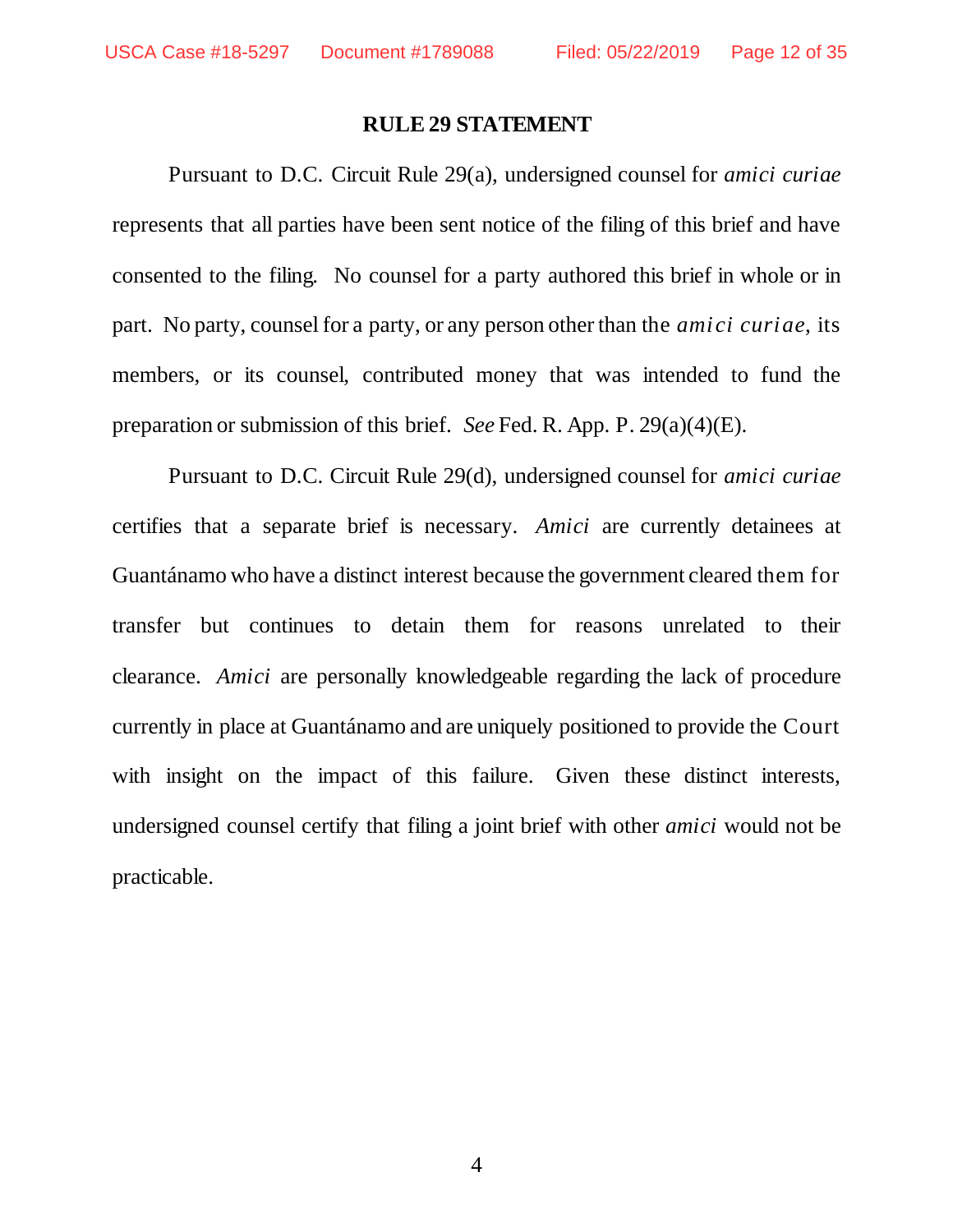# RULE 29 STATEMENT

Pursuant to D.C. Circuit Rule 29(a), undersigned counsel for *amici curiae* represents that all parties have been sent notice of the filing of this brief and have consented to the filing. No counsel for a party authored this brief in whole or in part. No party, counsel for a party, or any person other than the *amici curiae*, its members, or its counsel, contributed money that was intended to fund the preparation or submission of this brief. *See* Fed. R. App. P. 29(a)(4)(E).

Pursuant to D.C. Circuit Rule 29(d), undersigned counsel for *amici curiae* certifies that a separate brief is necessary. *Amici* are currently detainees at Guantánamo who have a distinct interest because the government cleared them for transfer but continues to detain them for reasons unrelated to their clearance. *Amici* are personally knowledgeable regarding the lack of procedure currently in place at Guantánamo and are uniquely positioned to provide the Court with insight on the impact of this failure. Given these distinct interests, undersigned counsel certify that filing a joint brief with other *amici* would not be practicable.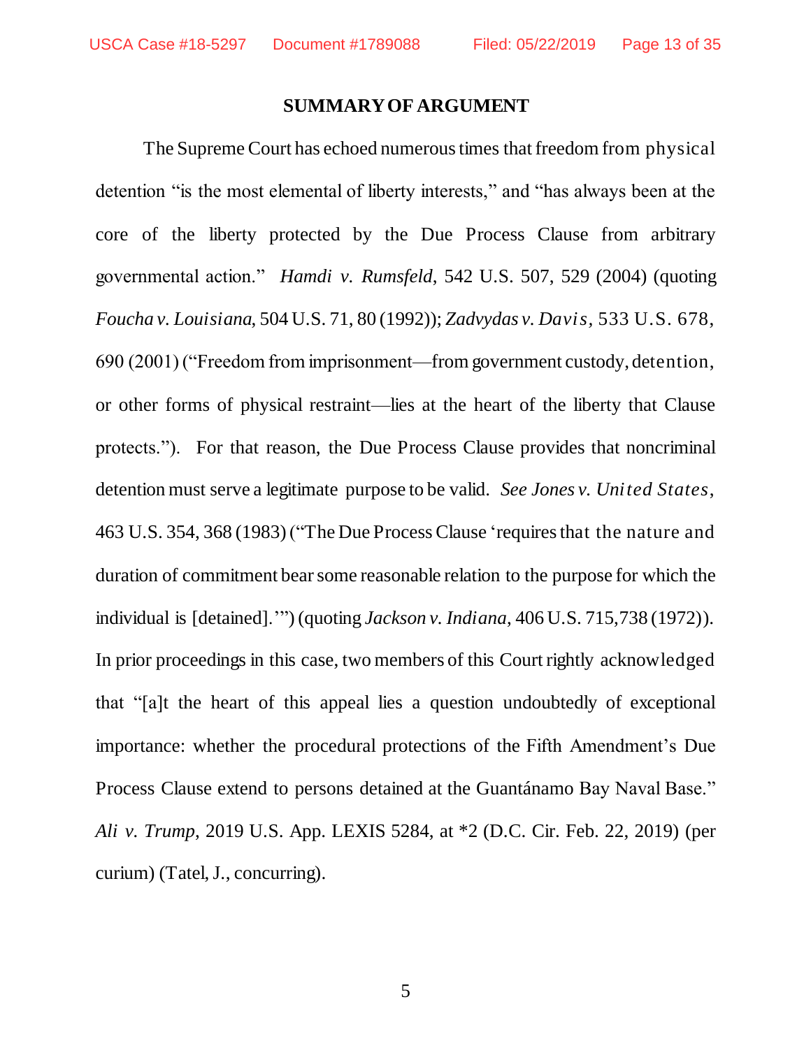## SUMMARY OF ARGUMENT

The Supreme Court has echoed numerous times that freedom from physical detention "is the most elemental of liberty interests," and "has always been at the core of the liberty protected by the Due Process Clause from arbitrary governmental action." *Hamdi v. Rumsfeld*, 542 U.S. 507, 529 (2004) (quoting *Foucha v. Louisiana*, 504 U.S. 71, 80 (1992)); *Zadvydas v. Davis*, 533 U.S. 678, 690 (2001) ("Freedom from imprisonment—from government custody, detention, or other forms of physical restraint—lies at the heart of the liberty that Clause protects."). For that reason, the Due Process Clause provides that noncriminal detention must serve a legitimate purpose to be valid. *See Jones v. United States*, 463 U.S. 354, 368 (1983) ("The Due Process Clause 'requires that the nature and duration of commitment bear some reasonable relation to the purpose for which the individual is [detained].'") (quoting *Jackson v. Indiana*, 406 U.S. 715,738 (1972)). In prior proceedings in this case, two members of this Court rightly acknowledged that "[a]t the heart of this appeal lies a question undoubtedly of exceptional importance: whether the procedural protections of the Fifth Amendment's Due Process Clause extend to persons detained at the Guantánamo Bay Naval Base." *Ali v. Trump*, 2019 U.S. App. LEXIS 5284, at *2 (D.C. Cir. Feb. 22, 2019) (per curium) (Tatel, J., concurring).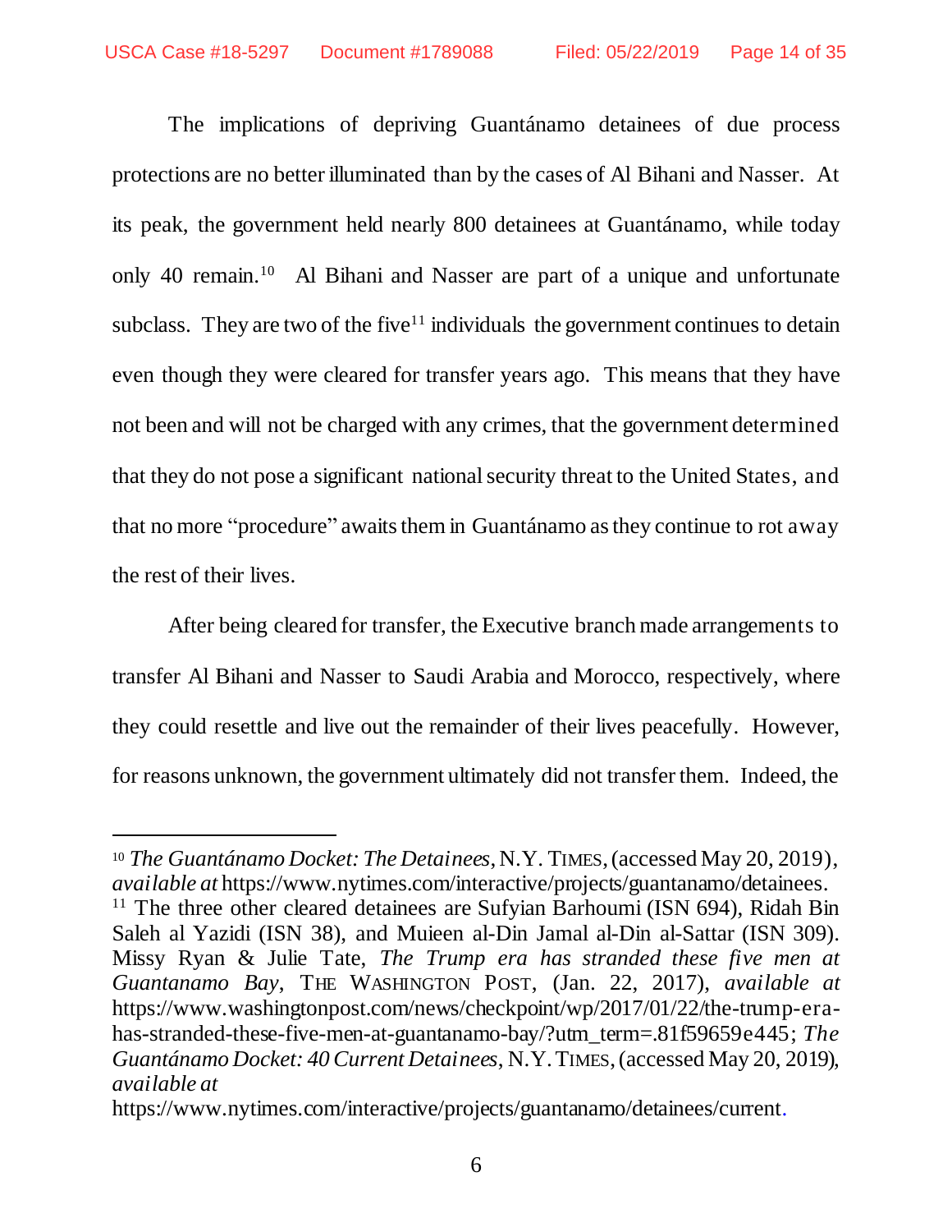The implications of depriving Guantánamo detainees of due process protections are no better illuminated than by the cases of Al Bihani and Nasser. At its peak, the government held nearly 800 detainees at Guantánamo, while today only 40 remain.[10] Al Bihani and Nasser are part of a unique and unfortunate subclass. They are two of the five[11] individuals the government continues to detain even though they were cleared for transfer years ago. This means that they have not been and will not be charged with any crimes, that the government determined that they do not pose a significant national security threat to the United States, and that no more "procedure" awaits them in Guantánamo as they continue to rot away the rest of their lives.

After being cleared for transfer, the Executive branch made arrangements to transfer Al Bihani and Nasser to Saudi Arabia and Morocco, respectively, where they could resettle and live out the remainder of their lives peacefully. However, for reasons unknown, the government ultimately did not transfer them. Indeed, the

---

[10] *The Guantánamo Docket: The Detainees*, N.Y. TIMES, (accessed May 20, 2019), *available at* https://www.nytimes.com/interactive/projects/guantanamo/detainees.

[11] The three other cleared detainees are Sufyian Barhoumi (ISN 694), Ridah Bin Saleh al Yazidi (ISN 38), and Muieen al-Din Jamal al-Din al-Sattar (ISN 309). Missy Ryan & Julie Tate, *The Trump era has stranded these five men at Guantanamo Bay*, THE WASHINGTON POST, (Jan. 22, 2017), *available at* https://www.washingtonpost.com/news/checkpoint/wp/2017/01/22/the-trump-era-has-stranded-these-five-men-at-guantanamo-bay/?utm_term=.81f59659e445; *The Guantánamo Docket: 40 Current Detainees*, N.Y. TIMES, (accessed May 20, 2019), *available at* https://www.nytimes.com/interactive/projects/guantanamo/detainees/current.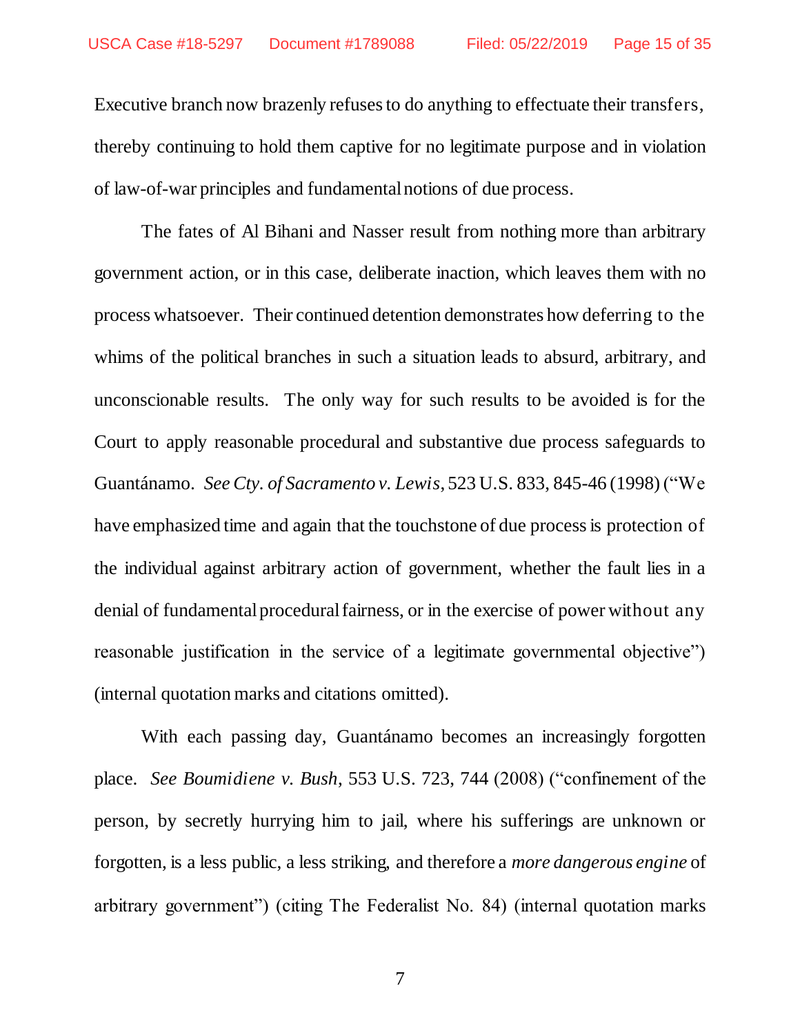Executive branch now brazenly refuses to do anything to effectuate their transfers, thereby continuing to hold them captive for no legitimate purpose and in violation of law-of-war principles and fundamental notions of due process.

The fates of Al Bihani and Nasser result from nothing more than arbitrary government action, or in this case, deliberate inaction, which leaves them with no process whatsoever. Their continued detention demonstrates how deferring to the whims of the political branches in such a situation leads to absurd, arbitrary, and unconscionable results. The only way for such results to be avoided is for the Court to apply reasonable procedural and substantive due process safeguards to Guantánamo. *See Cty. of Sacramento v. Lewis*, 523 U.S. 833, 845-46 (1998) ("We have emphasized time and again that the touchstone of due process is protection of the individual against arbitrary action of government, whether the fault lies in a denial of fundamental procedural fairness, or in the exercise of power without any reasonable justification in the service of a legitimate governmental objective") (internal quotation marks and citations omitted).

With each passing day, Guantánamo becomes an increasingly forgotten place. *See Boumidiene v. Bush*, 553 U.S. 723, 744 (2008) ("confinement of the person, by secretly hurrying him to jail, where his sufferings are unknown or forgotten, is a less public, a less striking, and therefore a *more dangerous engine* of arbitrary government") (citing The Federalist No. 84) (internal quotation marks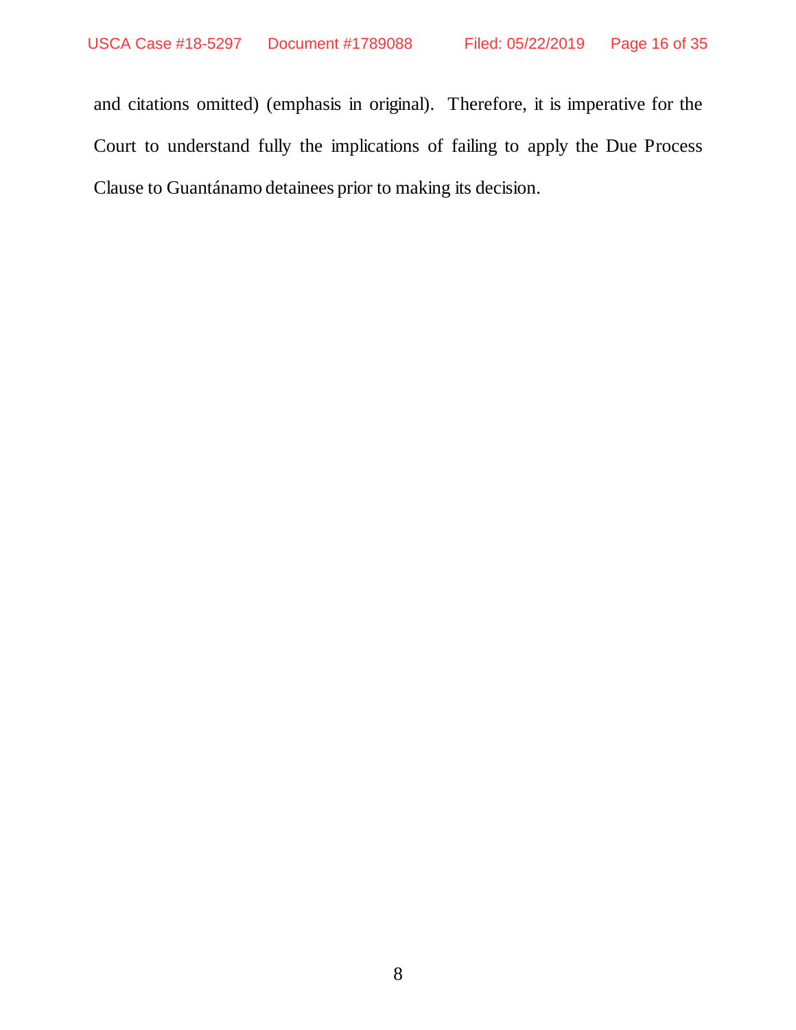and citations omitted) (emphasis in original). Therefore, it is imperative for the Court to understand fully the implications of failing to apply the Due Process Clause to Guantánamo detainees prior to making its decision.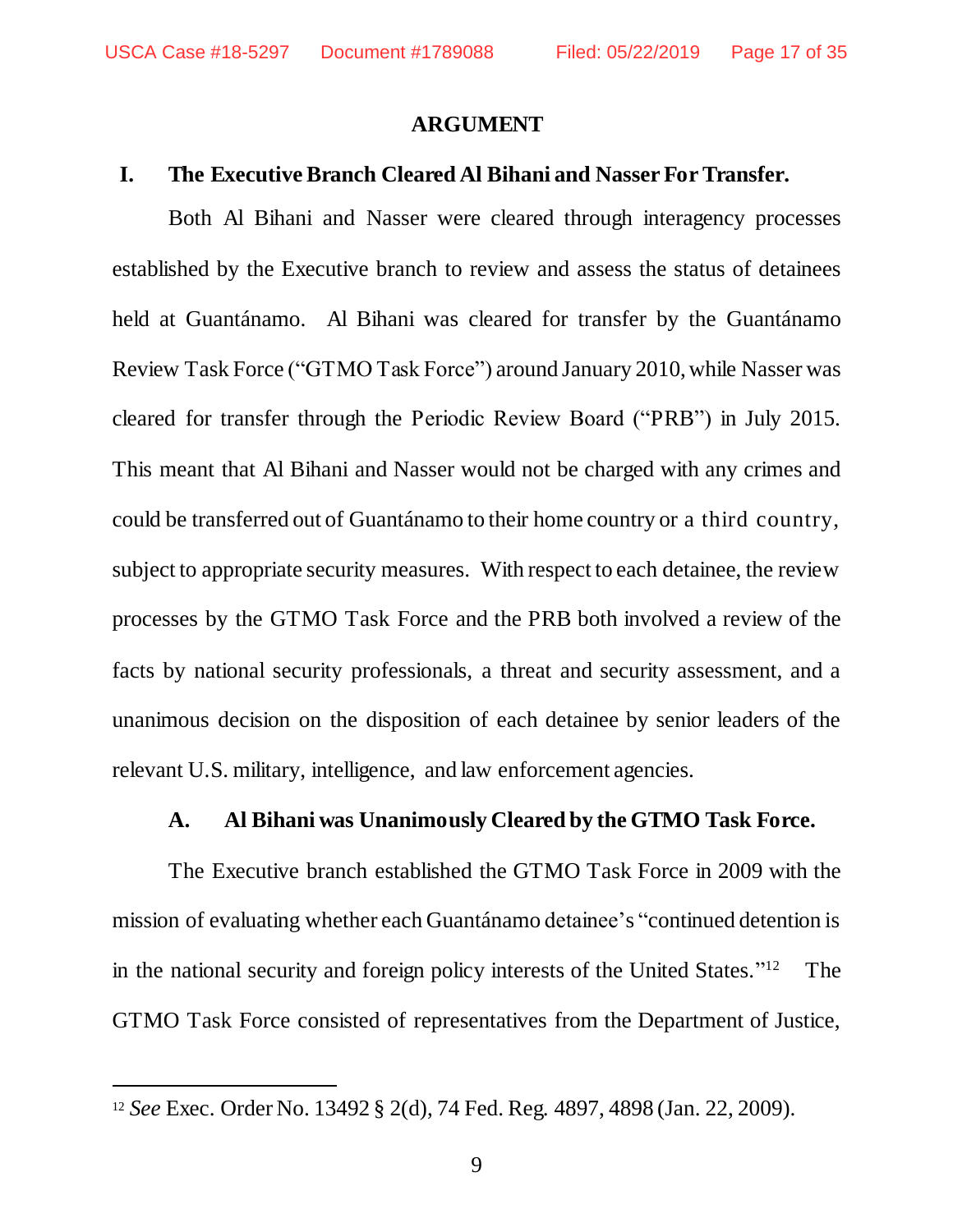## ARGUMENT

### I. The Executive Branch Cleared Al Bihani and Nasser For Transfer.

Both Al Bihani and Nasser were cleared through interagency processes established by the Executive branch to review and assess the status of detainees held at Guantánamo. Al Bihani was cleared for transfer by the Guantánamo Review Task Force ("GTMO Task Force") around January 2010, while Nasser was cleared for transfer through the Periodic Review Board ("PRB") in July 2015. This meant that Al Bihani and Nasser would not be charged with any crimes and could be transferred out of Guantánamo to their home country or a third country, subject to appropriate security measures. With respect to each detainee, the review processes by the GTMO Task Force and the PRB both involved a review of the facts by national security professionals, a threat and security assessment, and a unanimous decision on the disposition of each detainee by senior leaders of the relevant U.S. military, intelligence, and law enforcement agencies.

#### A. Al Bihani was Unanimously Cleared by the GTMO Task Force.

The Executive branch established the GTMO Task Force in 2009 with the mission of evaluating whether each Guantánamo detainee's "continued detention is in the national security and foreign policy interests of the United States."[12] The GTMO Task Force consisted of representatives from the Department of Justice,

---

[12] *See* Exec. Order No. 13492 § 2(d), 74 Fed. Reg. 4897, 4898 (Jan. 22, 2009).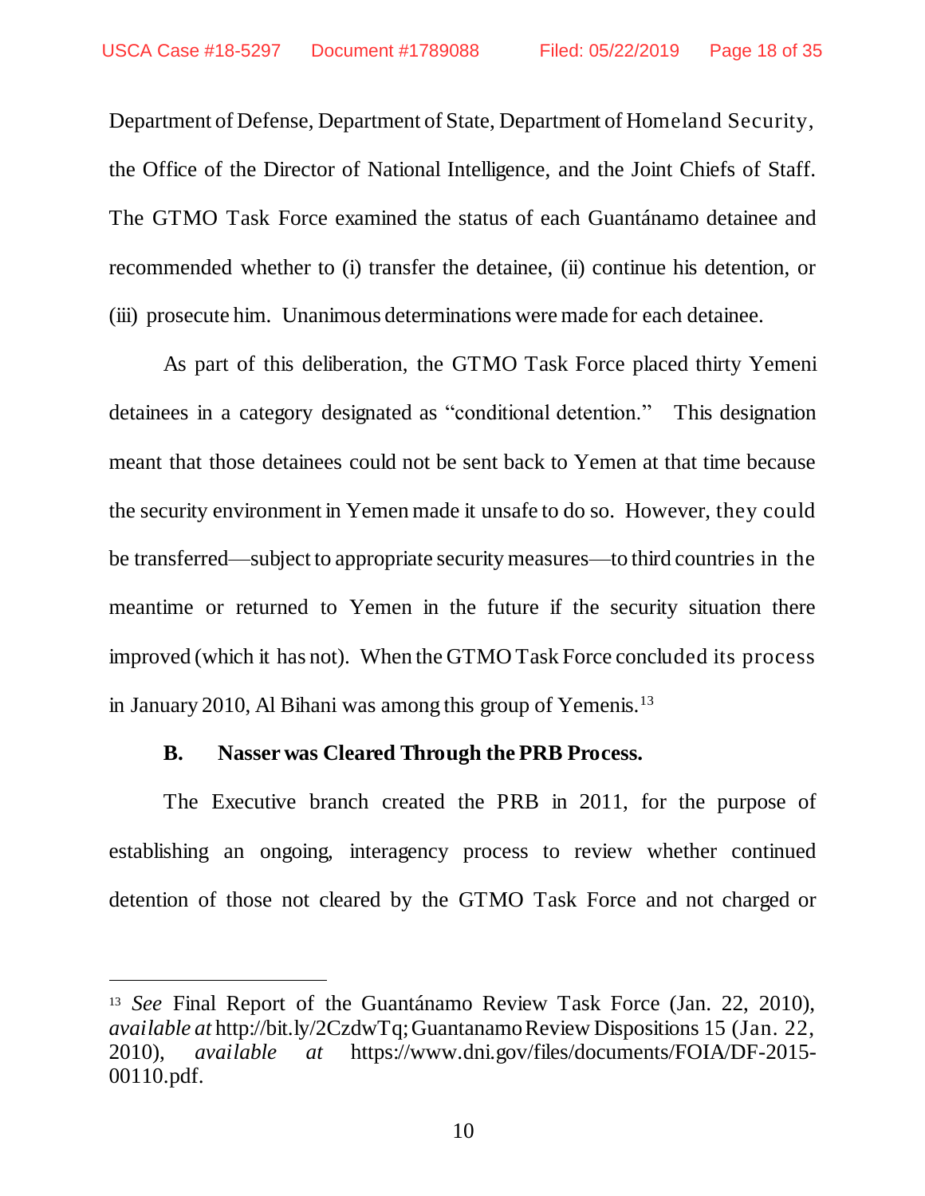Department of Defense, Department of State, Department of Homeland Security, the Office of the Director of National Intelligence, and the Joint Chiefs of Staff. The GTMO Task Force examined the status of each Guantánamo detainee and recommended whether to (i) transfer the detainee, (ii) continue his detention, or (iii) prosecute him. Unanimous determinations were made for each detainee.

As part of this deliberation, the GTMO Task Force placed thirty Yemeni detainees in a category designated as "conditional detention." This designation meant that those detainees could not be sent back to Yemen at that time because the security environment in Yemen made it unsafe to do so. However, they could be transferred—subject to appropriate security measures—to third countries in the meantime or returned to Yemen in the future if the security situation there improved (which it has not). When the GTMO Task Force concluded its process in January 2010, Al Bihani was among this group of Yemenis.[13]

### B. Nasser was Cleared Through the PRB Process.

The Executive branch created the PRB in 2011, for the purpose of establishing an ongoing, interagency process to review whether continued detention of those not cleared by the GTMO Task Force and not charged or

---

[13] *See* Final Report of the Guantánamo Review Task Force (Jan. 22, 2010), *available at* http://bit.ly/2CzdwTq; Guantanamo Review Dispositions 15 (Jan. 22, 2010), *available at* https://www.dni.gov/files/documents/FOIA/DF-2015-00110.pdf.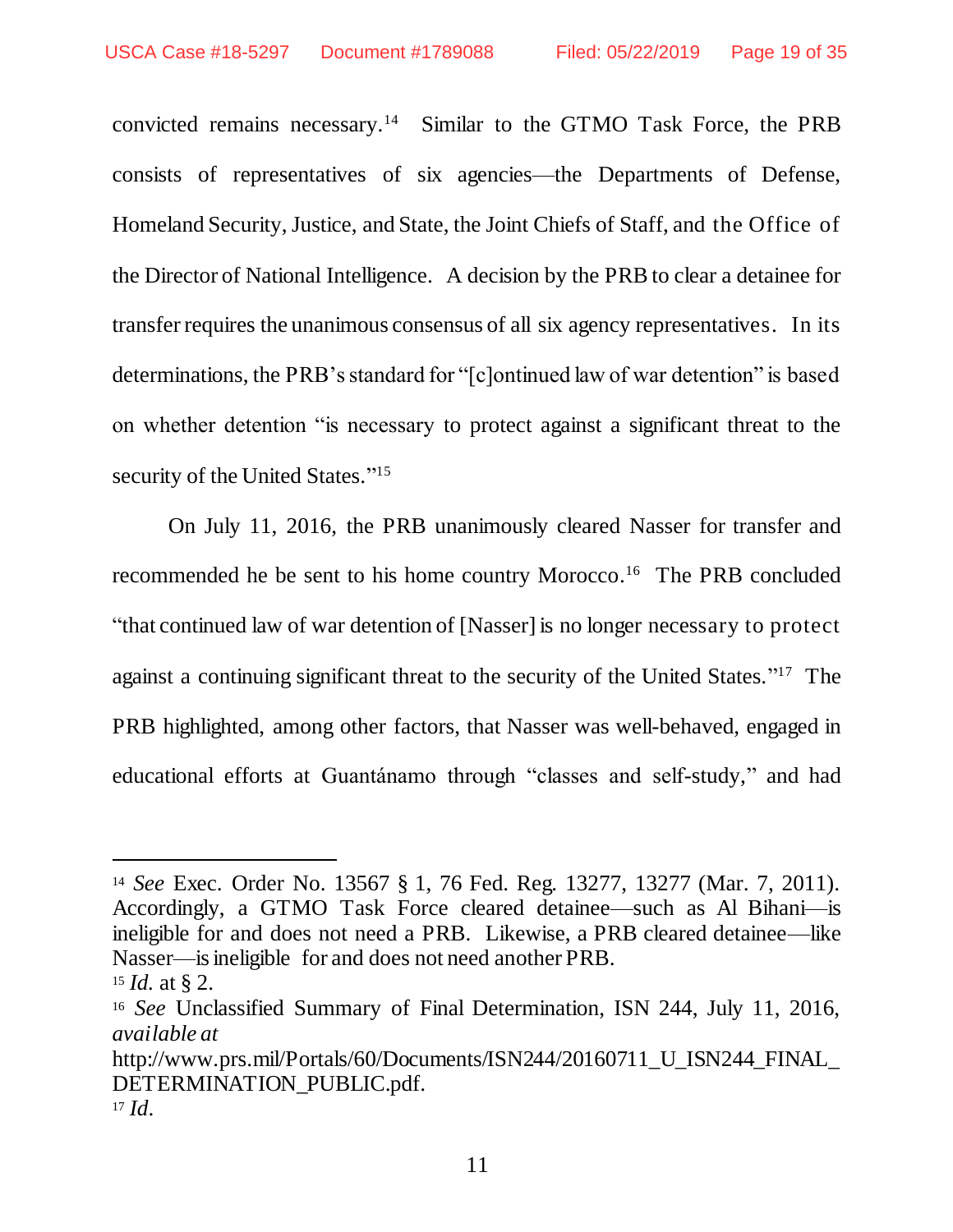convicted remains necessary.[14] Similar to the GTMO Task Force, the PRB consists of representatives of six agencies—the Departments of Defense, Homeland Security, Justice, and State, the Joint Chiefs of Staff, and the Office of the Director of National Intelligence. A decision by the PRB to clear a detainee for transfer requires the unanimous consensus of all six agency representatives. In its determinations, the PRB's standard for "[c]ontinued law of war detention" is based on whether detention "is necessary to protect against a significant threat to the security of the United States."[15]

On July 11, 2016, the PRB unanimously cleared Nasser for transfer and recommended he be sent to his home country Morocco.[16] The PRB concluded "that continued law of war detention of [Nasser] is no longer necessary to protect against a continuing significant threat to the security of the United States."[17] The PRB highlighted, among other factors, that Nasser was well-behaved, engaged in educational efforts at Guantánamo through "classes and self-study," and had

---

[14] *See* Exec. Order No. 13567 § 1, 76 Fed. Reg. 13277, 13277 (Mar. 7, 2011). Accordingly, a GTMO Task Force cleared detainee—such as Al Bihani—is ineligible for and does not need a PRB. Likewise, a PRB cleared detainee—like Nasser—is ineligible for and does not need another PRB.

[15] *Id.* at § 2.

[16] *See* Unclassified Summary of Final Determination, ISN 244, July 11, 2016, *available at* http://www.prs.mil/Portals/60/Documents/ISN244/20160711_U_ISN244_FINAL_DETERMINATION_PUBLIC.pdf.

[17] *Id.*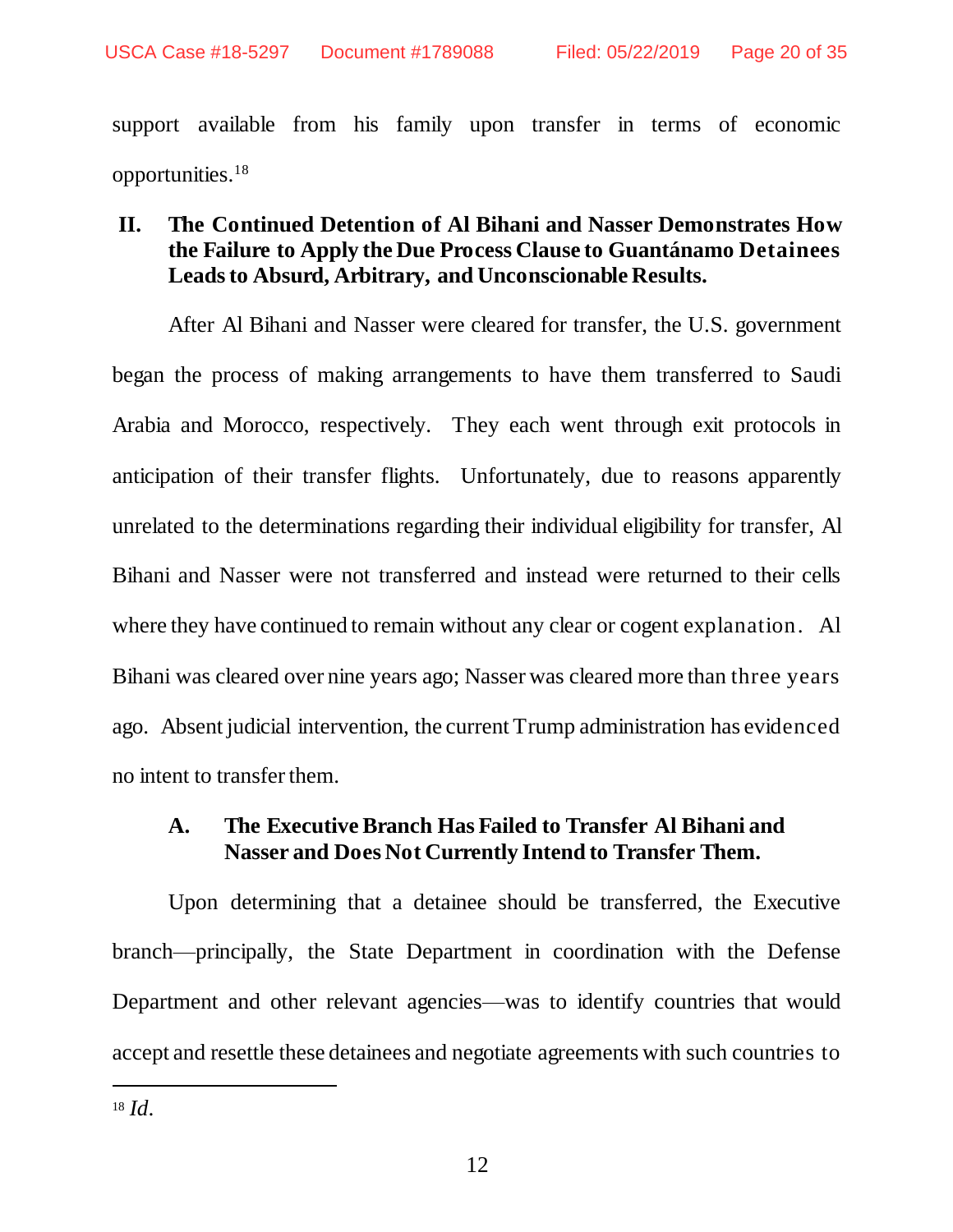support available from his family upon transfer in terms of economic opportunities.[18]

## II. The Continued Detention of Al Bihani and Nasser Demonstrates How the Failure to Apply the Due Process Clause to Guantánamo Detainees Leads to Absurd, Arbitrary, and Unconscionable Results.

After Al Bihani and Nasser were cleared for transfer, the U.S. government began the process of making arrangements to have them transferred to Saudi Arabia and Morocco, respectively. They each went through exit protocols in anticipation of their transfer flights. Unfortunately, due to reasons apparently unrelated to the determinations regarding their individual eligibility for transfer, Al Bihani and Nasser were not transferred and instead were returned to their cells where they have continued to remain without any clear or cogent explanation. Al Bihani was cleared over nine years ago; Nasser was cleared more than three years ago. Absent judicial intervention, the current Trump administration has evidenced no intent to transfer them.

### A. The Executive Branch Has Failed to Transfer Al Bihani and Nasser and Does Not Currently Intend to Transfer Them.

Upon determining that a detainee should be transferred, the Executive branch—principally, the State Department in coordination with the Defense Department and other relevant agencies—was to identify countries that would accept and resettle these detainees and negotiate agreements with such countries to

[18] *Id.*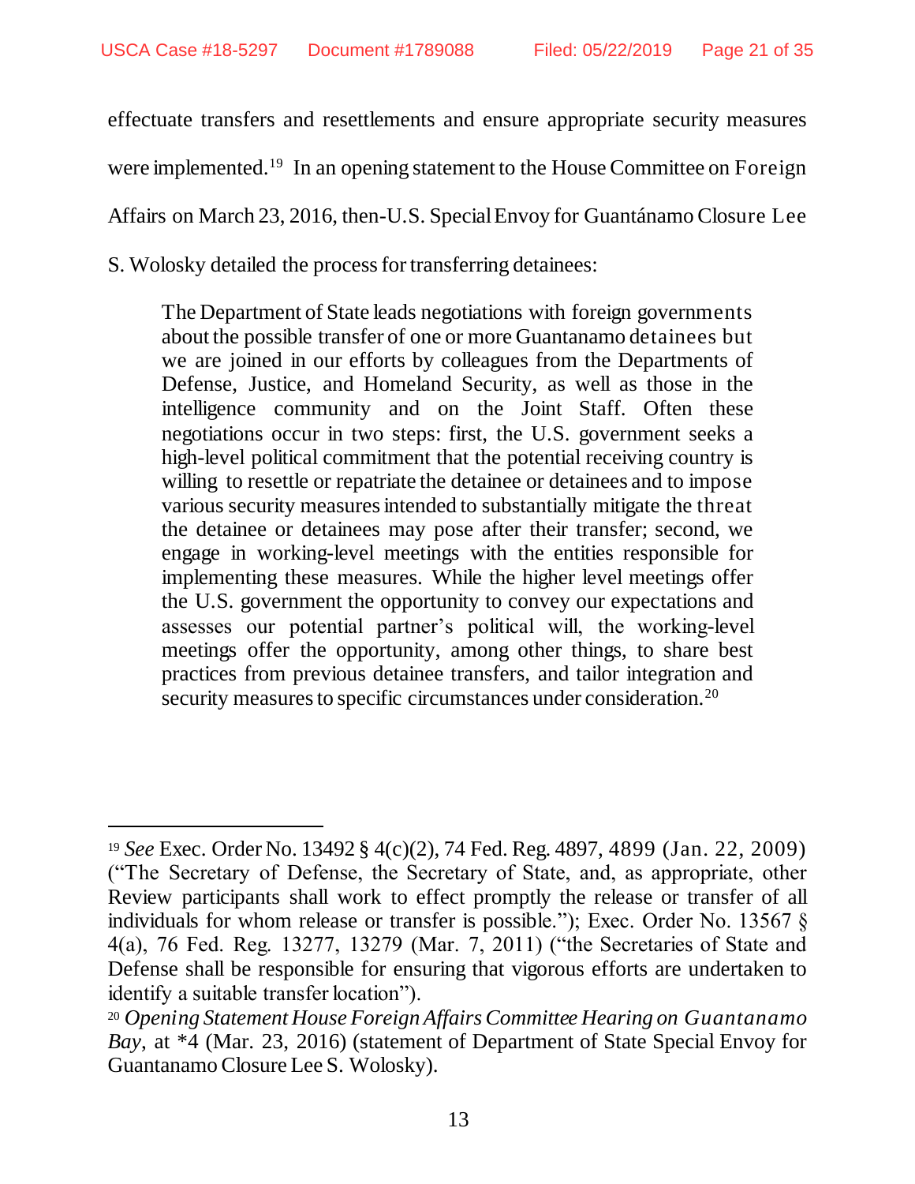effectuate transfers and resettlements and ensure appropriate security measures were implemented.[19] In an opening statement to the House Committee on Foreign Affairs on March 23, 2016, then-U.S. Special Envoy for Guantánamo Closure Lee S. Wolosky detailed the process for transferring detainees:

> The Department of State leads negotiations with foreign governments about the possible transfer of one or more Guantanamo detainees but we are joined in our efforts by colleagues from the Departments of Defense, Justice, and Homeland Security, as well as those in the intelligence community and on the Joint Staff. Often these negotiations occur in two steps: first, the U.S. government seeks a high-level political commitment that the potential receiving country is willing to resettle or repatriate the detainee or detainees and to impose various security measures intended to substantially mitigate the threat the detainee or detainees may pose after their transfer; second, we engage in working-level meetings with the entities responsible for implementing these measures. While the higher level meetings offer the U.S. government the opportunity to convey our expectations and assesses our potential partner's political will, the working-level meetings offer the opportunity, among other things, to share best practices from previous detainee transfers, and tailor integration and security measures to specific circumstances under consideration.[20]

---

[19] *See* Exec. Order No. 13492 § 4(c)(2), 74 Fed. Reg. 4897, 4899 (Jan. 22, 2009) ("The Secretary of Defense, the Secretary of State, and, as appropriate, other Review participants shall work to effect promptly the release or transfer of all individuals for whom release or transfer is possible."); Exec. Order No. 13567 § 4(a), 76 Fed. Reg. 13277, 13279 (Mar. 7, 2011) ("the Secretaries of State and Defense shall be responsible for ensuring that vigorous efforts are undertaken to identify a suitable transfer location").

[20] *Opening Statement House Foreign Affairs Committee Hearing on Guantanamo Bay*, at *4 (Mar. 23, 2016) (statement of Department of State Special Envoy for Guantanamo Closure Lee S. Wolosky).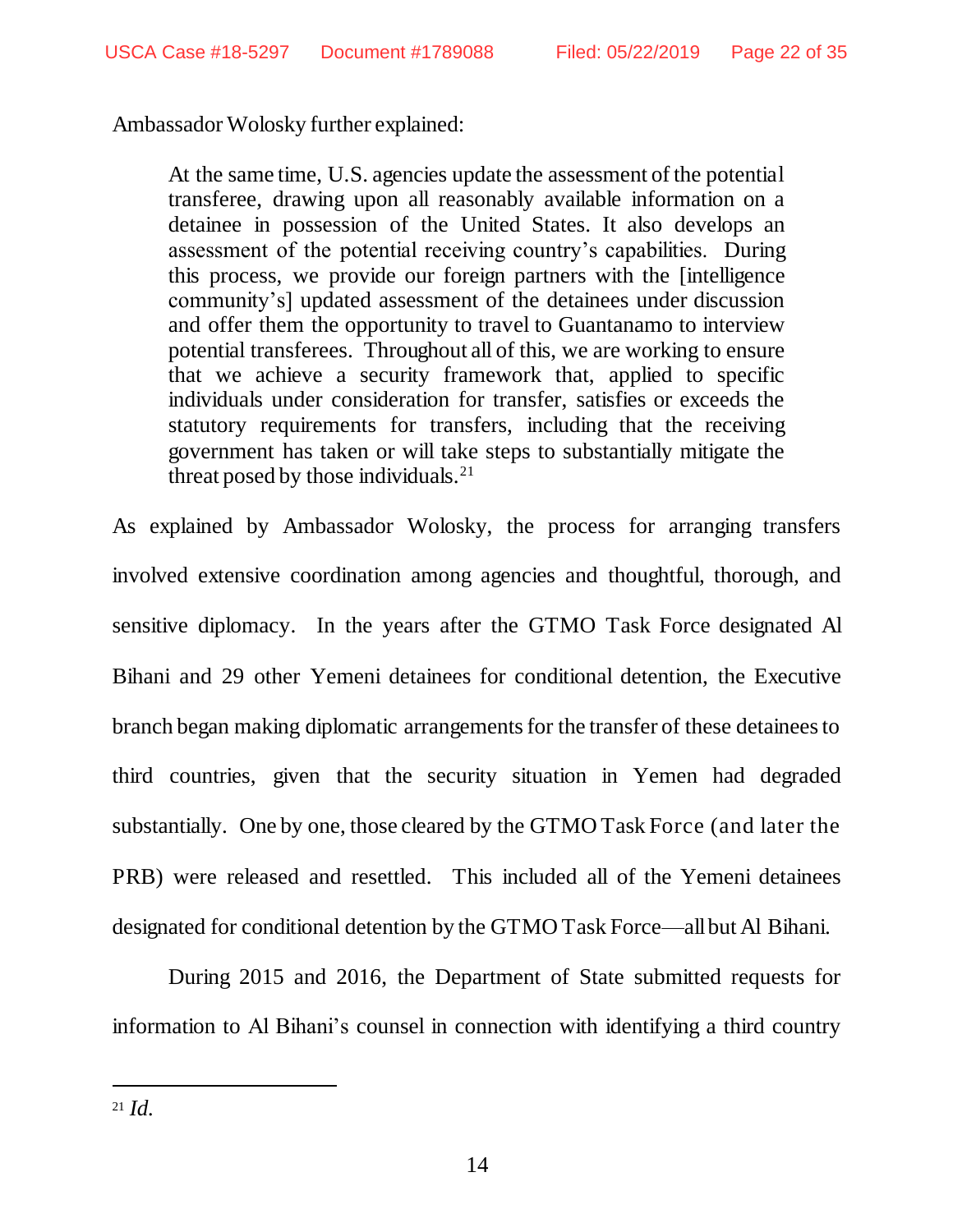Ambassador Wolosky further explained:

> At the same time, U.S. agencies update the assessment of the potential transferee, drawing upon all reasonably available information on a detainee in possession of the United States. It also develops an assessment of the potential receiving country's capabilities. During this process, we provide our foreign partners with the [intelligence community's] updated assessment of the detainees under discussion and offer them the opportunity to travel to Guantanamo to interview potential transferees. Throughout all of this, we are working to ensure that we achieve a security framework that, applied to specific individuals under consideration for transfer, satisfies or exceeds the statutory requirements for transfers, including that the receiving government has taken or will take steps to substantially mitigate the threat posed by those individuals.[21]

As explained by Ambassador Wolosky, the process for arranging transfers involved extensive coordination among agencies and thoughtful, thorough, and sensitive diplomacy. In the years after the GTMO Task Force designated Al Bihani and 29 other Yemeni detainees for conditional detention, the Executive branch began making diplomatic arrangements for the transfer of these detainees to third countries, given that the security situation in Yemen had degraded substantially. One by one, those cleared by the GTMO Task Force (and later the PRB) were released and resettled. This included all of the Yemeni detainees designated for conditional detention by the GTMO Task Force—all but Al Bihani.

During 2015 and 2016, the Department of State submitted requests for information to Al Bihani's counsel in connection with identifying a third country

---

[21] *Id.*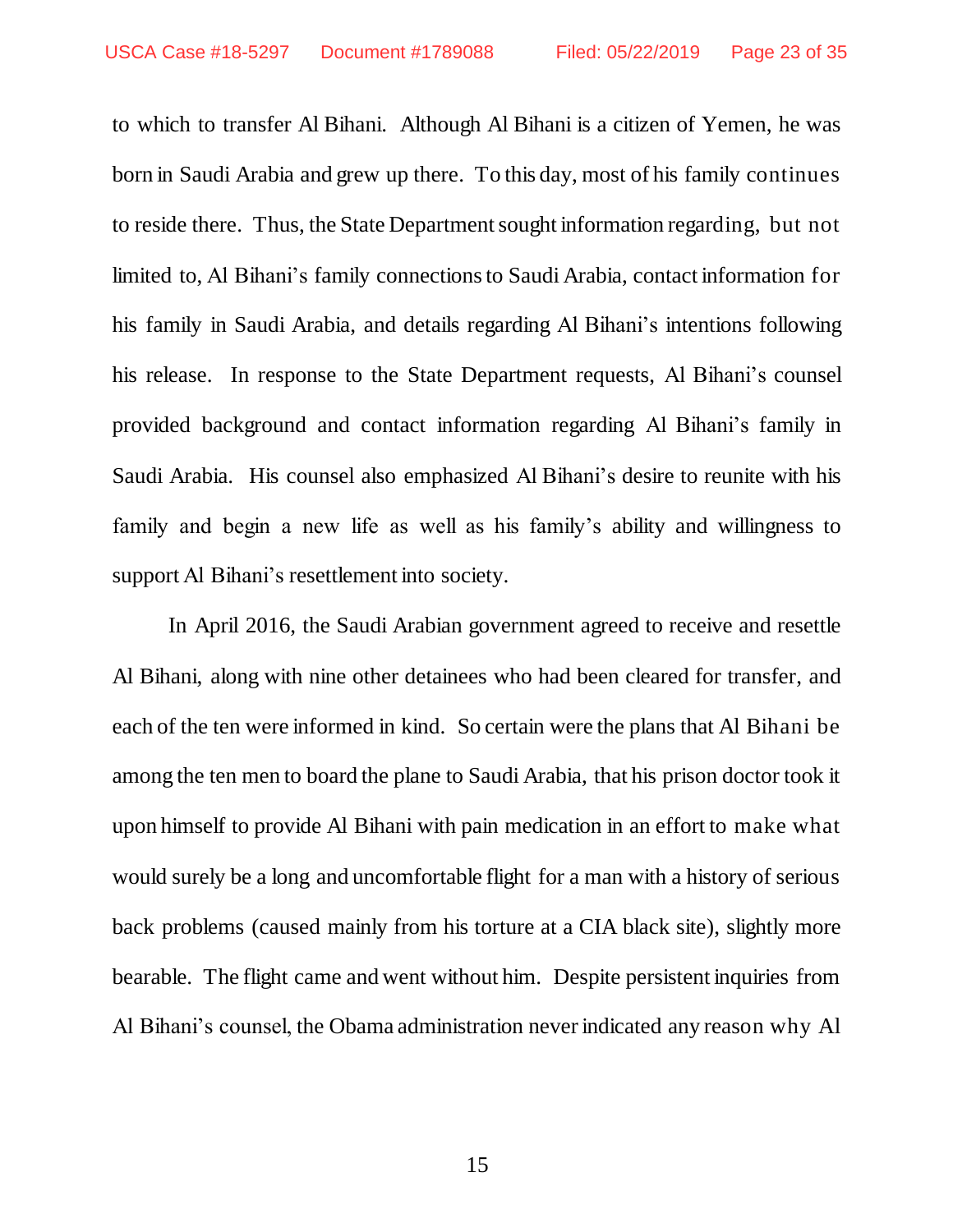to which to transfer Al Bihani. Although Al Bihani is a citizen of Yemen, he was born in Saudi Arabia and grew up there. To this day, most of his family continues to reside there. Thus, the State Department sought information regarding, but not limited to, Al Bihani's family connections to Saudi Arabia, contact information for his family in Saudi Arabia, and details regarding Al Bihani's intentions following his release. In response to the State Department requests, Al Bihani's counsel provided background and contact information regarding Al Bihani's family in Saudi Arabia. His counsel also emphasized Al Bihani's desire to reunite with his family and begin a new life as well as his family's ability and willingness to support Al Bihani's resettlement into society.

In April 2016, the Saudi Arabian government agreed to receive and resettle Al Bihani, along with nine other detainees who had been cleared for transfer, and each of the ten were informed in kind. So certain were the plans that Al Bihani be among the ten men to board the plane to Saudi Arabia, that his prison doctor took it upon himself to provide Al Bihani with pain medication in an effort to make what would surely be a long and uncomfortable flight for a man with a history of serious back problems (caused mainly from his torture at a CIA black site), slightly more bearable. The flight came and went without him. Despite persistent inquiries from Al Bihani's counsel, the Obama administration never indicated any reason why Al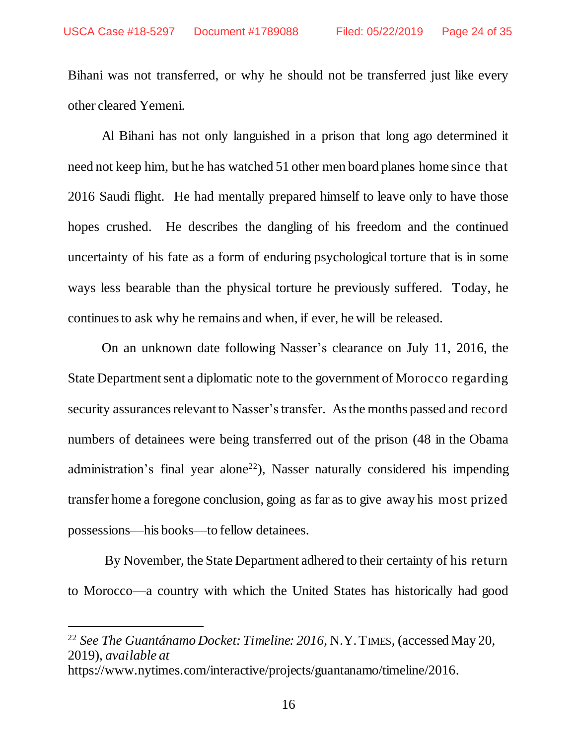Bihani was not transferred, or why he should not be transferred just like every other cleared Yemeni.

Al Bihani has not only languished in a prison that long ago determined it need not keep him, but he has watched 51 other men board planes home since that 2016 Saudi flight. He had mentally prepared himself to leave only to have those hopes crushed. He describes the dangling of his freedom and the continued uncertainty of his fate as a form of enduring psychological torture that is in some ways less bearable than the physical torture he previously suffered. Today, he continues to ask why he remains and when, if ever, he will be released.

On an unknown date following Nasser's clearance on July 11, 2016, the State Department sent a diplomatic note to the government of Morocco regarding security assurances relevant to Nasser's transfer. As the months passed and record numbers of detainees were being transferred out of the prison (48 in the Obama administration's final year alone[22]), Nasser naturally considered his impending transfer home a foregone conclusion, going as far as to give away his most prized possessions—his books—to fellow detainees.

By November, the State Department adhered to their certainty of his return to Morocco—a country with which the United States has historically had good

---

[22] *See The Guantánamo Docket: Timeline: 2016*, N.Y. TIMES, (accessed May 20, 2019), *available at* https://www.nytimes.com/interactive/projects/guantanamo/timeline/2016.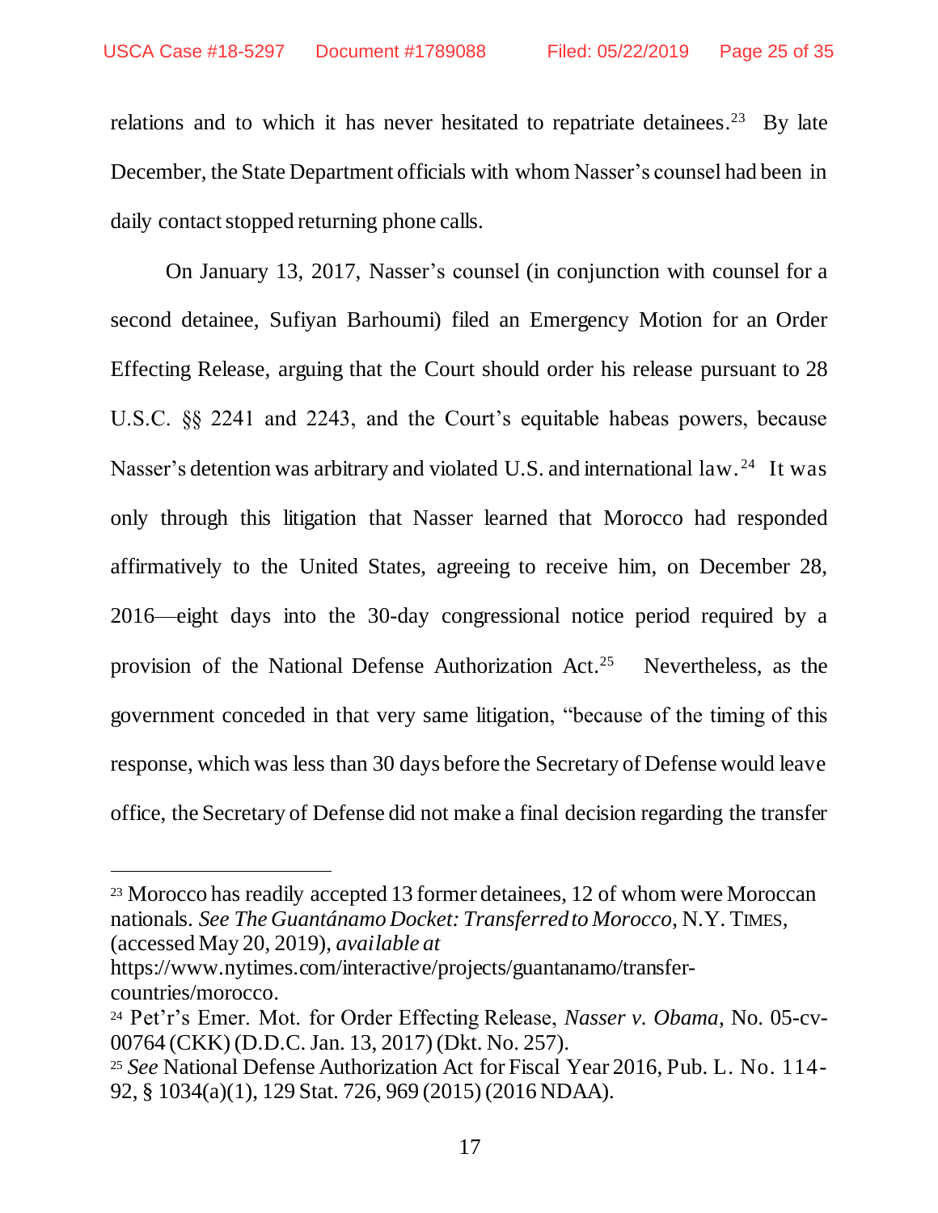relations and to which it has never hesitated to repatriate detainees.[23] By late December, the State Department officials with whom Nasser's counsel had been in daily contact stopped returning phone calls.

On January 13, 2017, Nasser's counsel (in conjunction with counsel for a second detainee, Sufiyan Barhoumi) filed an Emergency Motion for an Order Effecting Release, arguing that the Court should order his release pursuant to 28 U.S.C. §§ 2241 and 2243, and the Court's equitable habeas powers, because Nasser's detention was arbitrary and violated U.S. and international law.[24] It was only through this litigation that Nasser learned that Morocco had responded affirmatively to the United States, agreeing to receive him, on December 28, 2016—eight days into the 30-day congressional notice period required by a provision of the National Defense Authorization Act.[25] Nevertheless, as the government conceded in that very same litigation, "because of the timing of this response, which was less than 30 days before the Secretary of Defense would leave office, the Secretary of Defense did not make a final decision regarding the transfer

---

[23] Morocco has readily accepted 13 former detainees, 12 of whom were Moroccan nationals. *See The Guantánamo Docket: Transferred to Morocco*, N.Y. TIMES, (accessed May 20, 2019), *available at* https://www.nytimes.com/interactive/projects/guantanamo/transfer-countries/morocco.

[24] Pet'r's Emer. Mot. for Order Effecting Release, *Nasser v. Obama*, No. 05-cv-00764 (CKK) (D.D.C. Jan. 13, 2017) (Dkt. No. 257).

[25] *See* National Defense Authorization Act for Fiscal Year 2016, Pub. L. No. 114-92, § 1034(a)(1), 129 Stat. 726, 969 (2015) (2016 NDAA).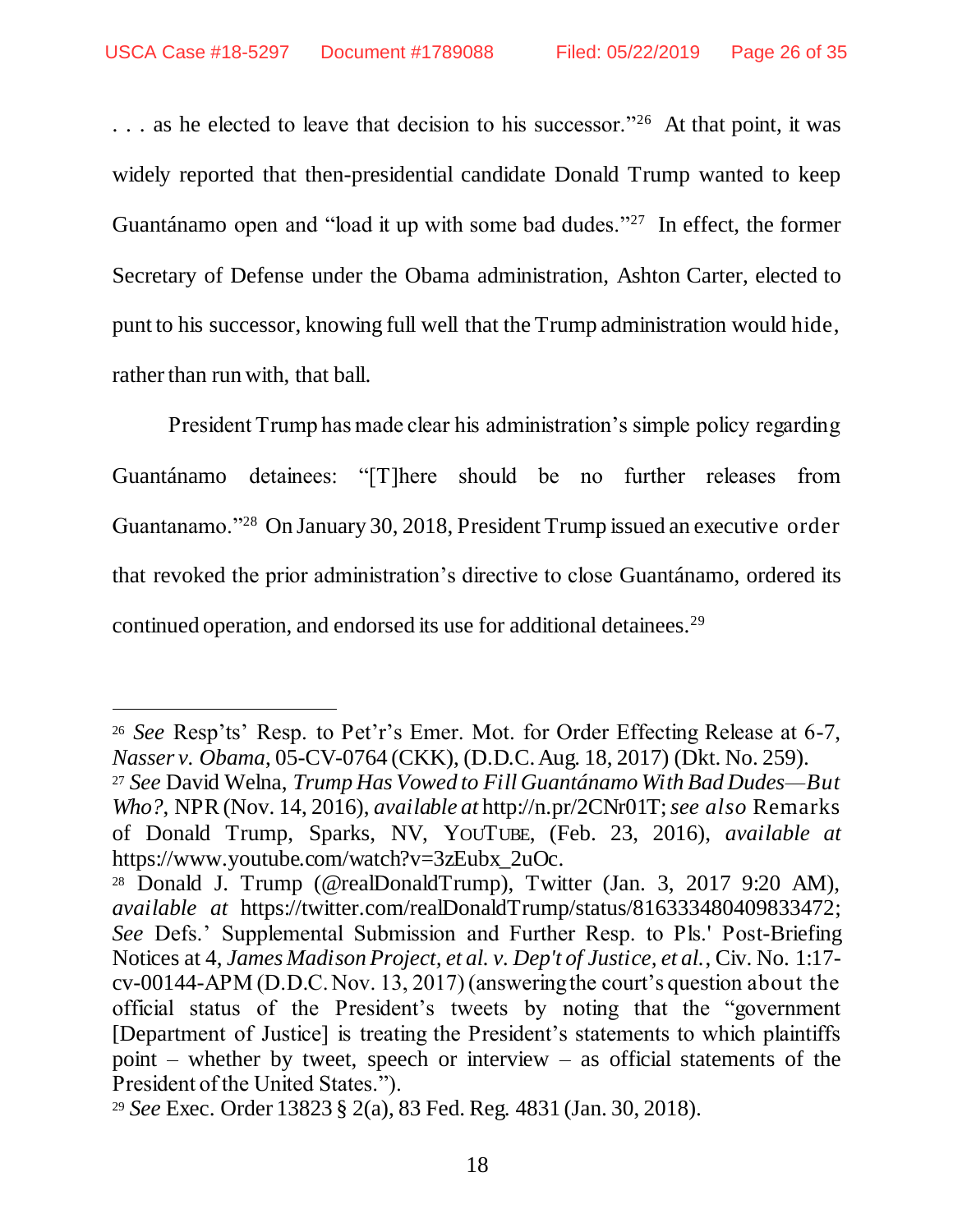. . . as he elected to leave that decision to his successor."[26] At that point, it was widely reported that then-presidential candidate Donald Trump wanted to keep Guantánamo open and "load it up with some bad dudes."[27] In effect, the former Secretary of Defense under the Obama administration, Ashton Carter, elected to punt to his successor, knowing full well that the Trump administration would hide, rather than run with, that ball.

President Trump has made clear his administration's simple policy regarding Guantánamo detainees: "[T]here should be no further releases from Guantanamo."[28] On January 30, 2018, President Trump issued an executive order that revoked the prior administration's directive to close Guantánamo, ordered its continued operation, and endorsed its use for additional detainees.[29]

---

[26] *See* Resp'ts' Resp. to Pet'r's Emer. Mot. for Order Effecting Release at 6-7, *Nasser v. Obama*, 05-CV-0764 (CKK), (D.D.C. Aug. 18, 2017) (Dkt. No. 259).

[27] *See* David Welna, *Trump Has Vowed to Fill Guantánamo With Bad Dudes—But Who?*, NPR (Nov. 14, 2016), *available at* http://n.pr/2CNr01T; *see also* Remarks of Donald Trump, Sparks, NV, YOUTUBE, (Feb. 23, 2016), *available at* https://www.youtube.com/watch?v=3zEubx_2uOc.

[28] Donald J. Trump (@realDonaldTrump), Twitter (Jan. 3, 2017 9:20 AM), *available at* https://twitter.com/realDonaldTrump/status/816333480409833472; *See* Defs.' Supplemental Submission and Further Resp. to Pls.' Post-Briefing Notices at 4, *James Madison Project, et al. v. Dep't of Justice, et al.*, Civ. No. 1:17-cv-00144-APM (D.D.C. Nov. 13, 2017) (answering the court's question about the official status of the President's tweets by noting that the "government [Department of Justice] is treating the President's statements to which plaintiffs point – whether by tweet, speech or interview – as official statements of the President of the United States.").

[29] *See* Exec. Order 13823 § 2(a), 83 Fed. Reg. 4831 (Jan. 30, 2018).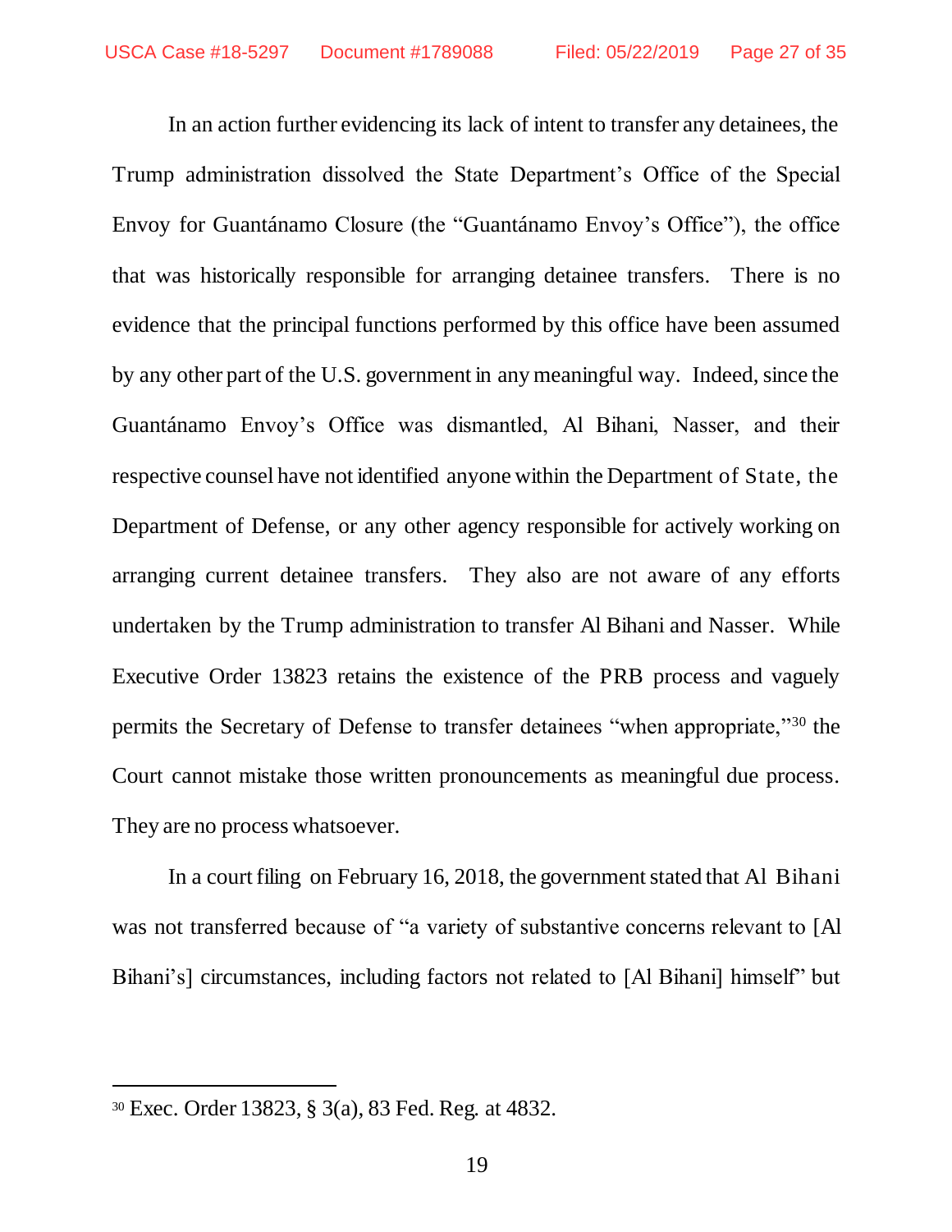In an action further evidencing its lack of intent to transfer any detainees, the Trump administration dissolved the State Department's Office of the Special Envoy for Guantánamo Closure (the "Guantánamo Envoy's Office"), the office that was historically responsible for arranging detainee transfers. There is no evidence that the principal functions performed by this office have been assumed by any other part of the U.S. government in any meaningful way. Indeed, since the Guantánamo Envoy's Office was dismantled, Al Bihani, Nasser, and their respective counsel have not identified anyone within the Department of State, the Department of Defense, or any other agency responsible for actively working on arranging current detainee transfers. They also are not aware of any efforts undertaken by the Trump administration to transfer Al Bihani and Nasser. While Executive Order 13823 retains the existence of the PRB process and vaguely permits the Secretary of Defense to transfer detainees "when appropriate,"[30] the Court cannot mistake those written pronouncements as meaningful due process. They are no process whatsoever.

In a court filing on February 16, 2018, the government stated that Al Bihani was not transferred because of "a variety of substantive concerns relevant to [Al Bihani's] circumstances, including factors not related to [Al Bihani] himself" but

---

[30] Exec. Order 13823, § 3(a), 83 Fed. Reg. at 4832.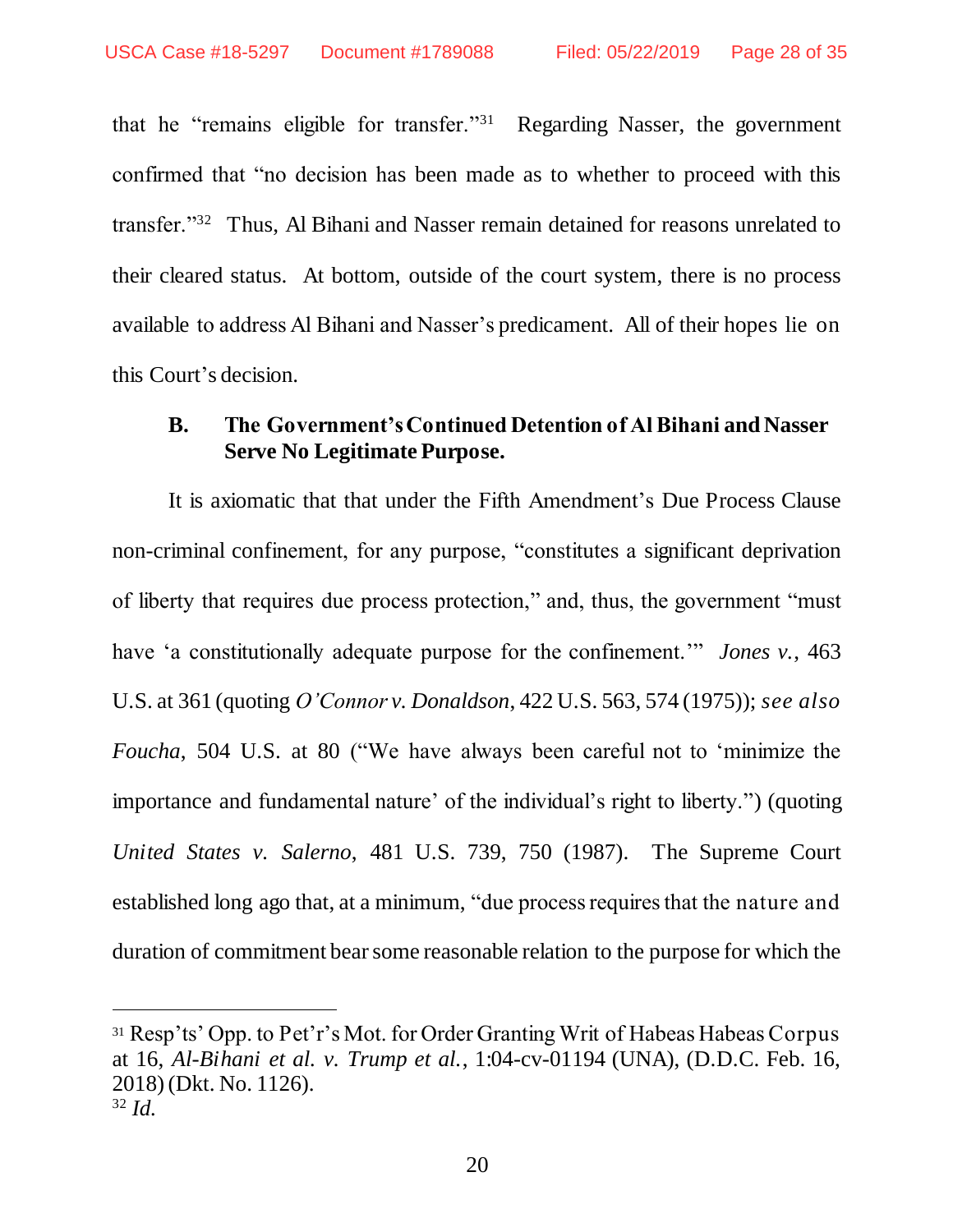that he "remains eligible for transfer."[31] Regarding Nasser, the government confirmed that "no decision has been made as to whether to proceed with this transfer."[32] Thus, Al Bihani and Nasser remain detained for reasons unrelated to their cleared status. At bottom, outside of the court system, there is no process available to address Al Bihani and Nasser's predicament. All of their hopes lie on this Court's decision.

### B. The Government's Continued Detention of Al Bihani and Nasser Serve No Legitimate Purpose.

It is axiomatic that that under the Fifth Amendment's Due Process Clause non-criminal confinement, for any purpose, "constitutes a significant deprivation of liberty that requires due process protection," and, thus, the government "must have 'a constitutionally adequate purpose for the confinement.'" *Jones v.*, 463 U.S. at 361 (quoting *O'Connor v. Donaldson*, 422 U.S. 563, 574 (1975)); *see also Foucha*, 504 U.S. at 80 ("We have always been careful not to 'minimize the importance and fundamental nature' of the individual's right to liberty.") (quoting *United States v. Salerno*, 481 U.S. 739, 750 (1987). The Supreme Court established long ago that, at a minimum, "due process requires that the nature and duration of commitment bear some reasonable relation to the purpose for which the

---

[31] Resp'ts' Opp. to Pet'r's Mot. for Order Granting Writ of Habeas Habeas Corpus at 16, *Al-Bihani et al. v. Trump et al.*, 1:04-cv-01194 (UNA), (D.D.C. Feb. 16, 2018) (Dkt. No. 1126).

[32] *Id.*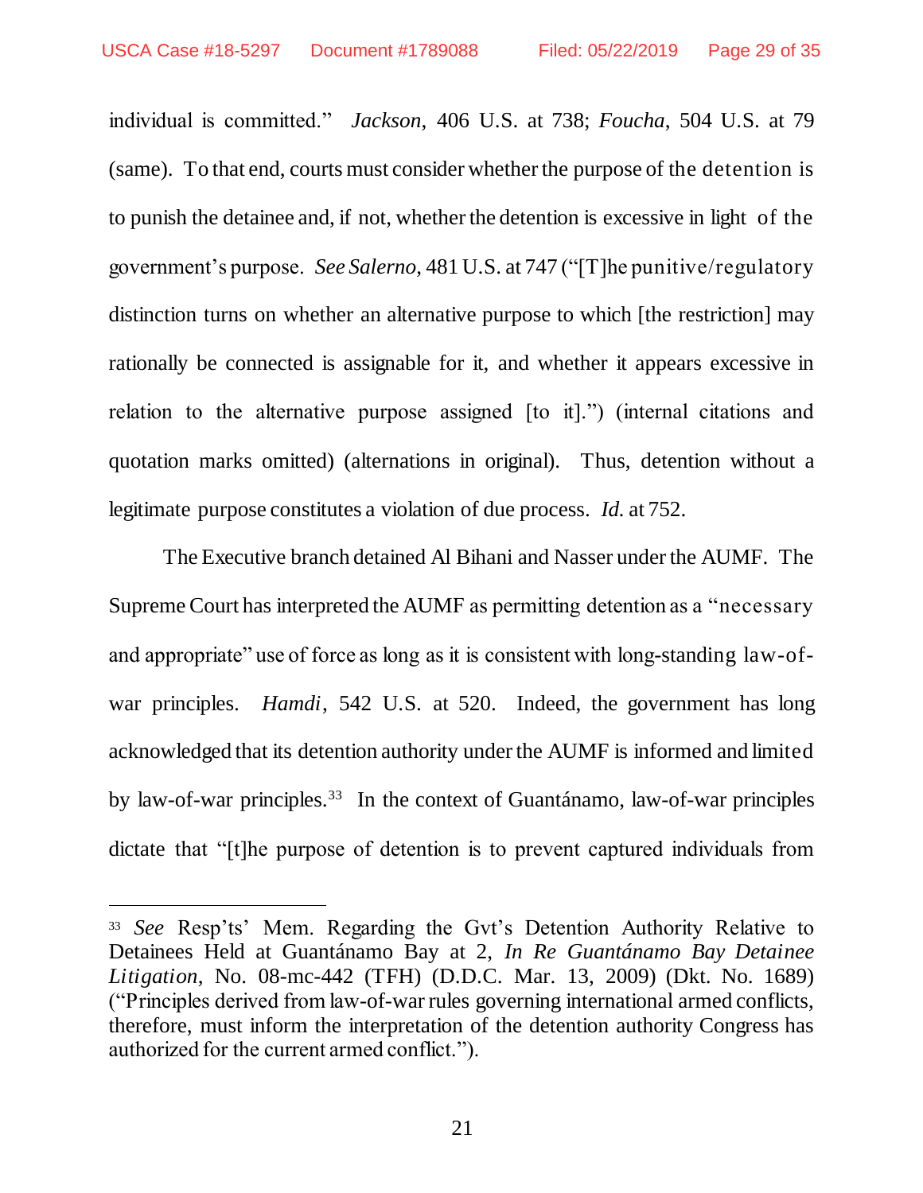individual is committed." *Jackson*, 406 U.S. at 738; *Foucha*, 504 U.S. at 79 (same). To that end, courts must consider whether the purpose of the detention is to punish the detainee and, if not, whether the detention is excessive in light of the government's purpose. *See Salerno*, 481 U.S. at 747 ("[T]he punitive/regulatory distinction turns on whether an alternative purpose to which [the restriction] may rationally be connected is assignable for it, and whether it appears excessive in relation to the alternative purpose assigned [to it].") (internal citations and quotation marks omitted) (alternations in original). Thus, detention without a legitimate purpose constitutes a violation of due process. *Id.* at 752.

The Executive branch detained Al Bihani and Nasser under the AUMF. The Supreme Court has interpreted the AUMF as permitting detention as a "necessary and appropriate" use of force as long as it is consistent with long-standing law-of-war principles. *Hamdi*, 542 U.S. at 520. Indeed, the government has long acknowledged that its detention authority under the AUMF is informed and limited by law-of-war principles.[33] In the context of Guantánamo, law-of-war principles dictate that "[t]he purpose of detention is to prevent captured individuals from

---

[33] *See* Resp'ts' Mem. Regarding the Gvt's Detention Authority Relative to Detainees Held at Guantánamo Bay at 2, *In Re Guantánamo Bay Detainee Litigation*, No. 08-mc-442 (TFH) (D.D.C. Mar. 13, 2009) (Dkt. No. 1689) ("Principles derived from law-of-war rules governing international armed conflicts, therefore, must inform the interpretation of the detention authority Congress has authorized for the current armed conflict.").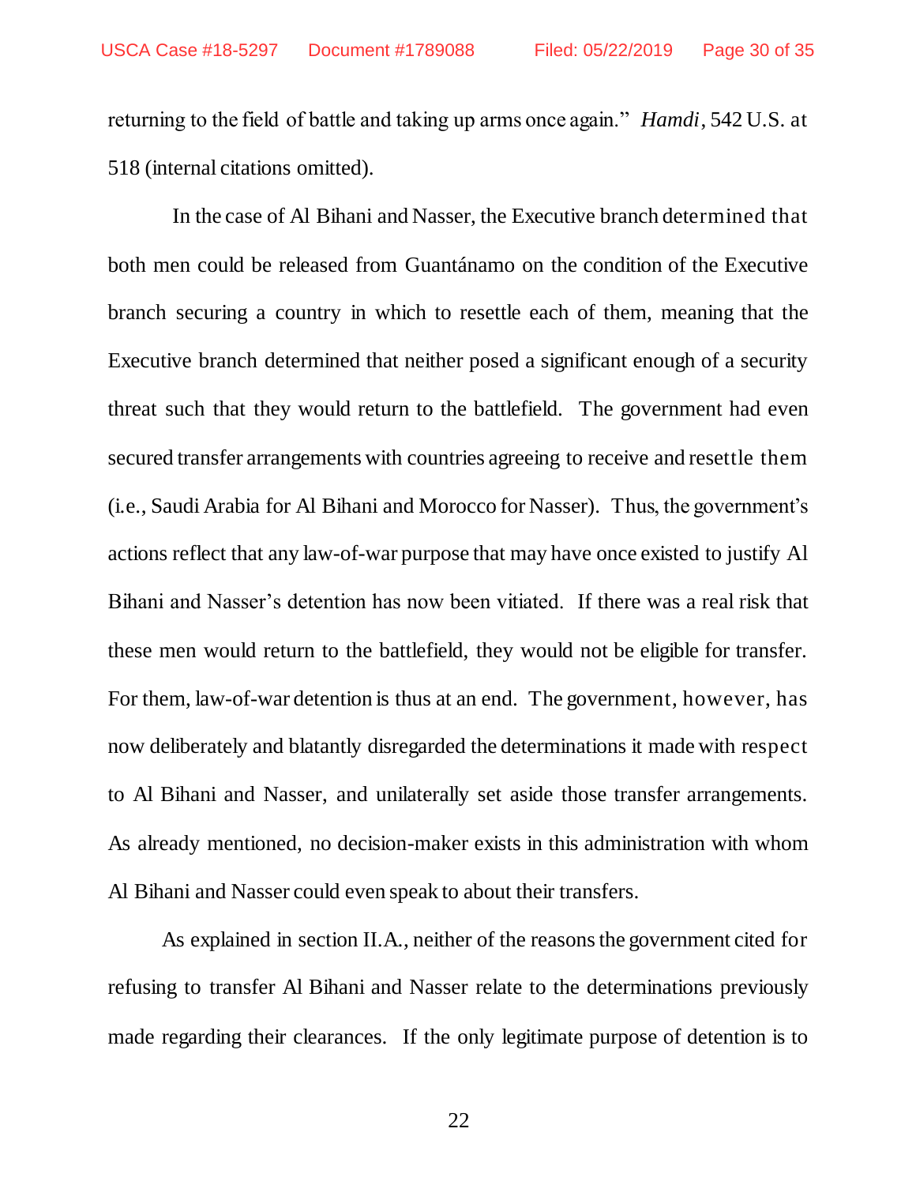returning to the field of battle and taking up arms once again." *Hamdi*, 542 U.S. at 518 (internal citations omitted).

In the case of Al Bihani and Nasser, the Executive branch determined that both men could be released from Guantánamo on the condition of the Executive branch securing a country in which to resettle each of them, meaning that the Executive branch determined that neither posed a significant enough of a security threat such that they would return to the battlefield. The government had even secured transfer arrangements with countries agreeing to receive and resettle them (i.e., Saudi Arabia for Al Bihani and Morocco for Nasser). Thus, the government's actions reflect that any law-of-war purpose that may have once existed to justify Al Bihani and Nasser's detention has now been vitiated. If there was a real risk that these men would return to the battlefield, they would not be eligible for transfer. For them, law-of-war detention is thus at an end. The government, however, has now deliberately and blatantly disregarded the determinations it made with respect to Al Bihani and Nasser, and unilaterally set aside those transfer arrangements. As already mentioned, no decision-maker exists in this administration with whom Al Bihani and Nasser could even speak to about their transfers.

As explained in section II.A., neither of the reasons the government cited for refusing to transfer Al Bihani and Nasser relate to the determinations previously made regarding their clearances. If the only legitimate purpose of detention is to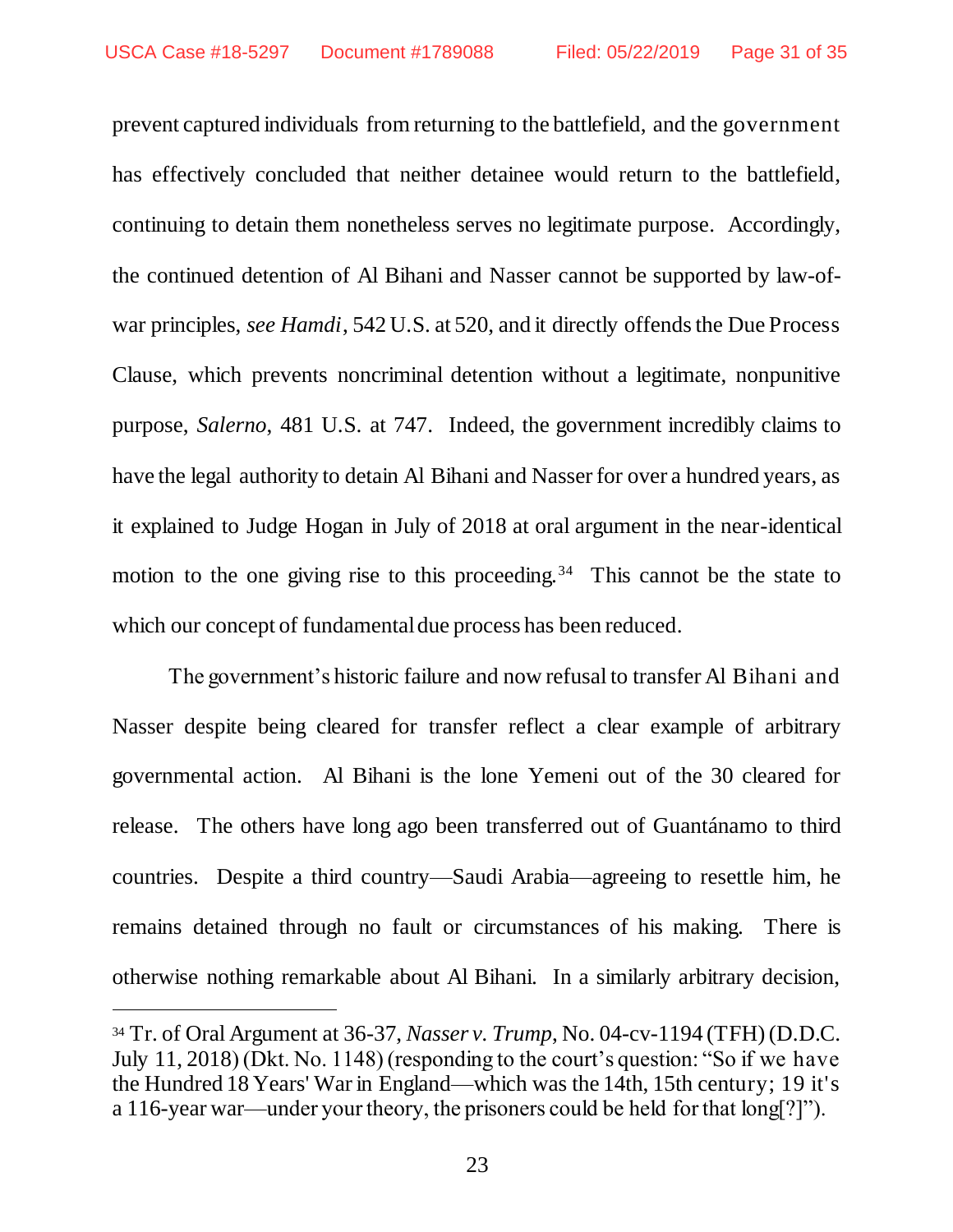prevent captured individuals from returning to the battlefield, and the government has effectively concluded that neither detainee would return to the battlefield, continuing to detain them nonetheless serves no legitimate purpose. Accordingly, the continued detention of Al Bihani and Nasser cannot be supported by law-of-war principles, *see Hamdi*, 542 U.S. at 520, and it directly offends the Due Process Clause, which prevents noncriminal detention without a legitimate, nonpunitive purpose, *Salerno*, 481 U.S. at 747. Indeed, the government incredibly claims to have the legal authority to detain Al Bihani and Nasser for over a hundred years, as it explained to Judge Hogan in July of 2018 at oral argument in the near-identical motion to the one giving rise to this proceeding.[34] This cannot be the state to which our concept of fundamental due process has been reduced.

The government's historic failure and now refusal to transfer Al Bihani and Nasser despite being cleared for transfer reflect a clear example of arbitrary governmental action. Al Bihani is the lone Yemeni out of the 30 cleared for release. The others have long ago been transferred out of Guantánamo to third countries. Despite a third country—Saudi Arabia—agreeing to resettle him, he remains detained through no fault or circumstances of his making. There is otherwise nothing remarkable about Al Bihani. In a similarly arbitrary decision,

---

[34] Tr. of Oral Argument at 36-37, *Nasser v. Trump*, No. 04-cv-1194 (TFH) (D.D.C. July 11, 2018) (Dkt. No. 1148) (responding to the court's question: "So if we have the Hundred 18 Years' War in England—which was the 14th, 15th century; 19 it's a 116-year war—under your theory, the prisoners could be held for that long[?]").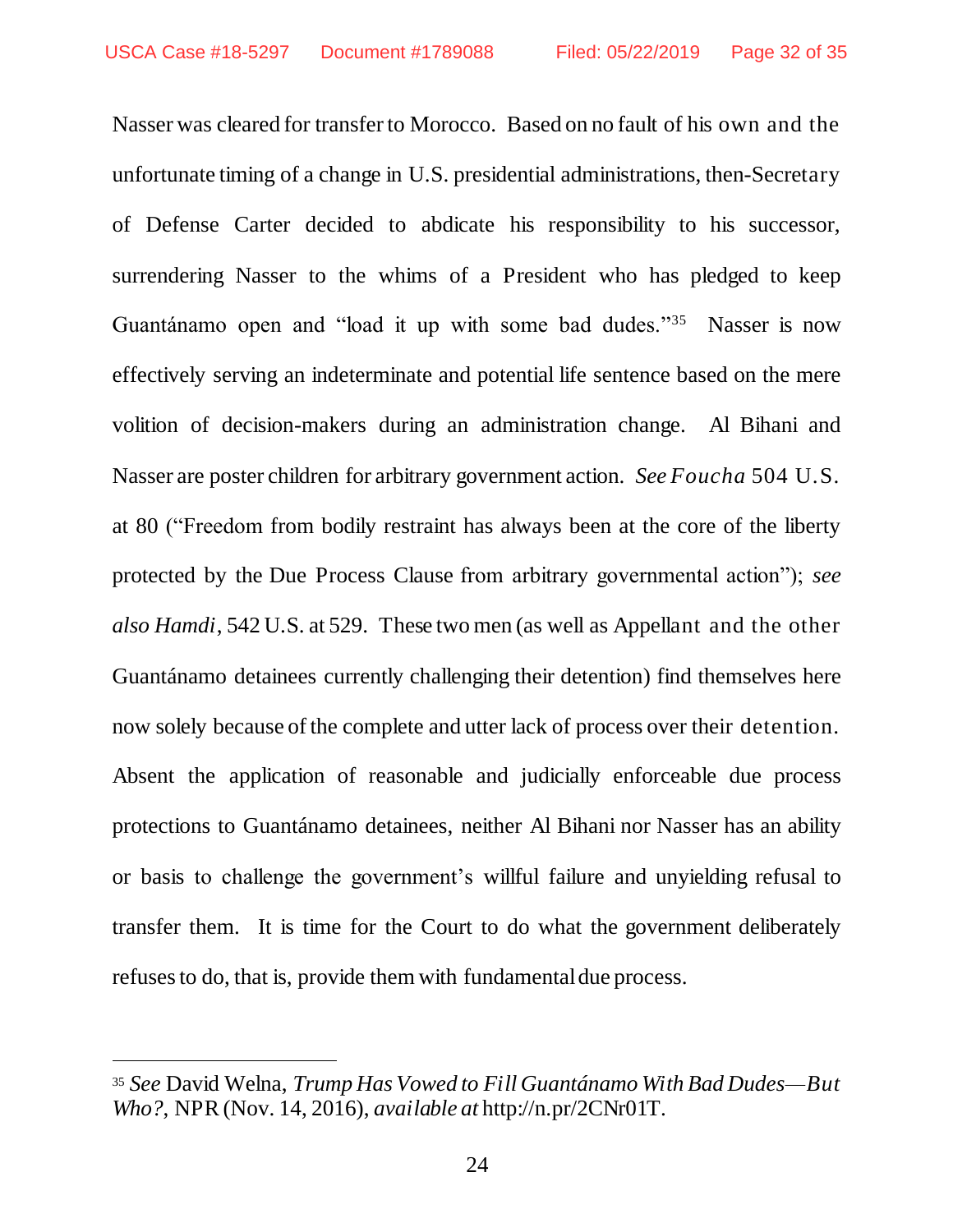Nasser was cleared for transfer to Morocco. Based on no fault of his own and the unfortunate timing of a change in U.S. presidential administrations, then-Secretary of Defense Carter decided to abdicate his responsibility to his successor, surrendering Nasser to the whims of a President who has pledged to keep Guantánamo open and "load it up with some bad dudes."[35] Nasser is now effectively serving an indeterminate and potential life sentence based on the mere volition of decision-makers during an administration change. Al Bihani and Nasser are poster children for arbitrary government action. *See Foucha* 504 U.S. at 80 ("Freedom from bodily restraint has always been at the core of the liberty protected by the Due Process Clause from arbitrary governmental action"); *see also Hamdi*, 542 U.S. at 529. These two men (as well as Appellant and the other Guantánamo detainees currently challenging their detention) find themselves here now solely because of the complete and utter lack of process over their detention. Absent the application of reasonable and judicially enforceable due process protections to Guantánamo detainees, neither Al Bihani nor Nasser has an ability or basis to challenge the government's willful failure and unyielding refusal to transfer them. It is time for the Court to do what the government deliberately refuses to do, that is, provide them with fundamental due process.

---

[35] *See* David Welna, *Trump Has Vowed to Fill Guantánamo With Bad Dudes—But Who?*, NPR (Nov. 14, 2016), *available at* http://n.pr/2CNr01T.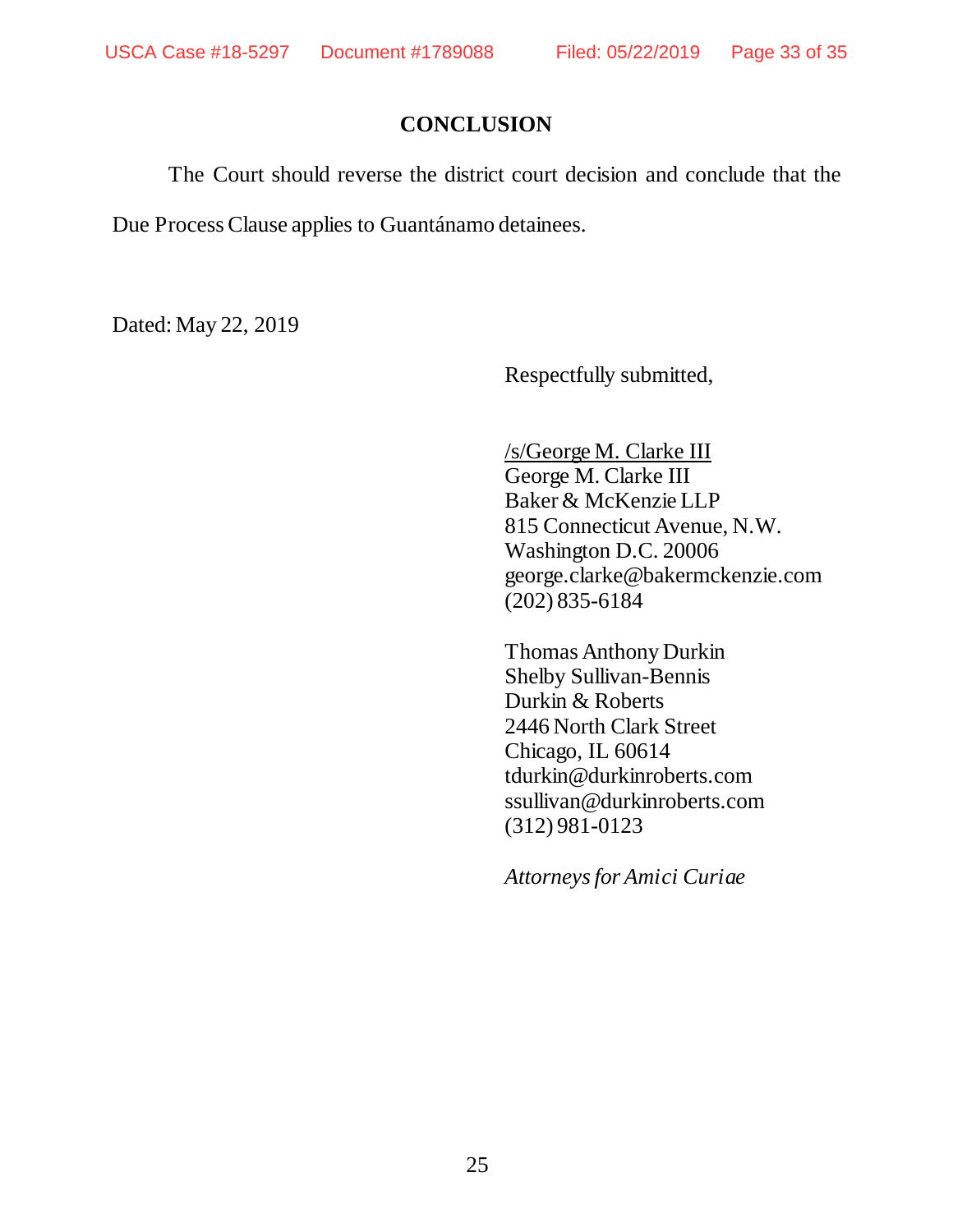## CONCLUSION

The Court should reverse the district court decision and conclude that the Due Process Clause applies to Guantánamo detainees.

Dated: May 22, 2019

Respectfully submitted,

/s/George M. Clarke III
George M. Clarke III
Baker & McKenzie LLP
815 Connecticut Avenue, N.W.
Washington D.C. 20006
george.clarke@bakermckenzie.com
(202) 835-6184

Thomas Anthony Durkin
Shelby Sullivan-Bennis
Durkin & Roberts
2446 North Clark Street
Chicago, IL 60614
tdurkin@durkinroberts.com
ssullivan@durkinroberts.com
(312) 981-0123

*Attorneys for Amici Curiae*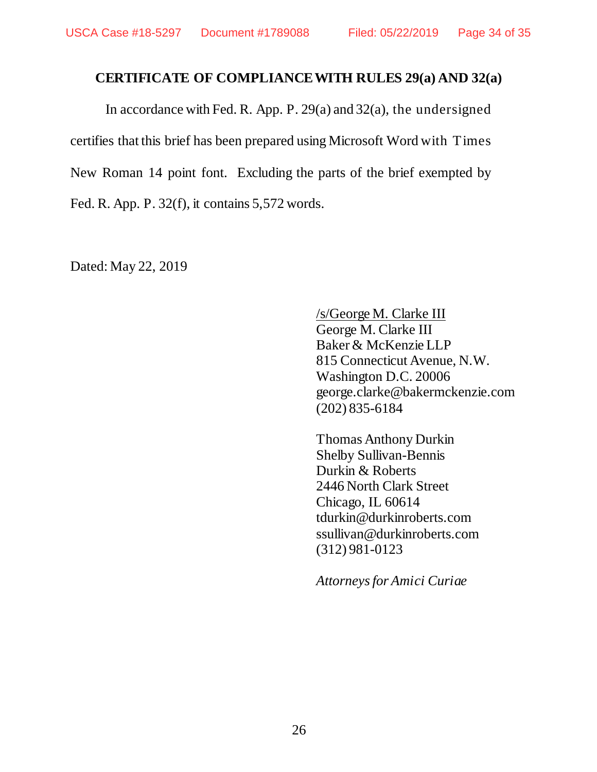## CERTIFICATE OF COMPLIANCE WITH RULES 29(a) AND 32(a)

In accordance with Fed. R. App. P. 29(a) and 32(a), the undersigned certifies that this brief has been prepared using Microsoft Word with Times New Roman 14 point font. Excluding the parts of the brief exempted by Fed. R. App. P. 32(f), it contains 5,572 words.

Dated: May 22, 2019

/s/George M. Clarke III
George M. Clarke III
Baker & McKenzie LLP
815 Connecticut Avenue, N.W.
Washington D.C. 20006
george.clarke@bakermckenzie.com
(202) 835-6184

Thomas Anthony Durkin
Shelby Sullivan-Bennis
Durkin & Roberts
2446 North Clark Street
Chicago, IL 60614
tdurkin@durkinroberts.com
ssullivan@durkinroberts.com
(312) 981-0123

*Attorneys for Amici Curiae*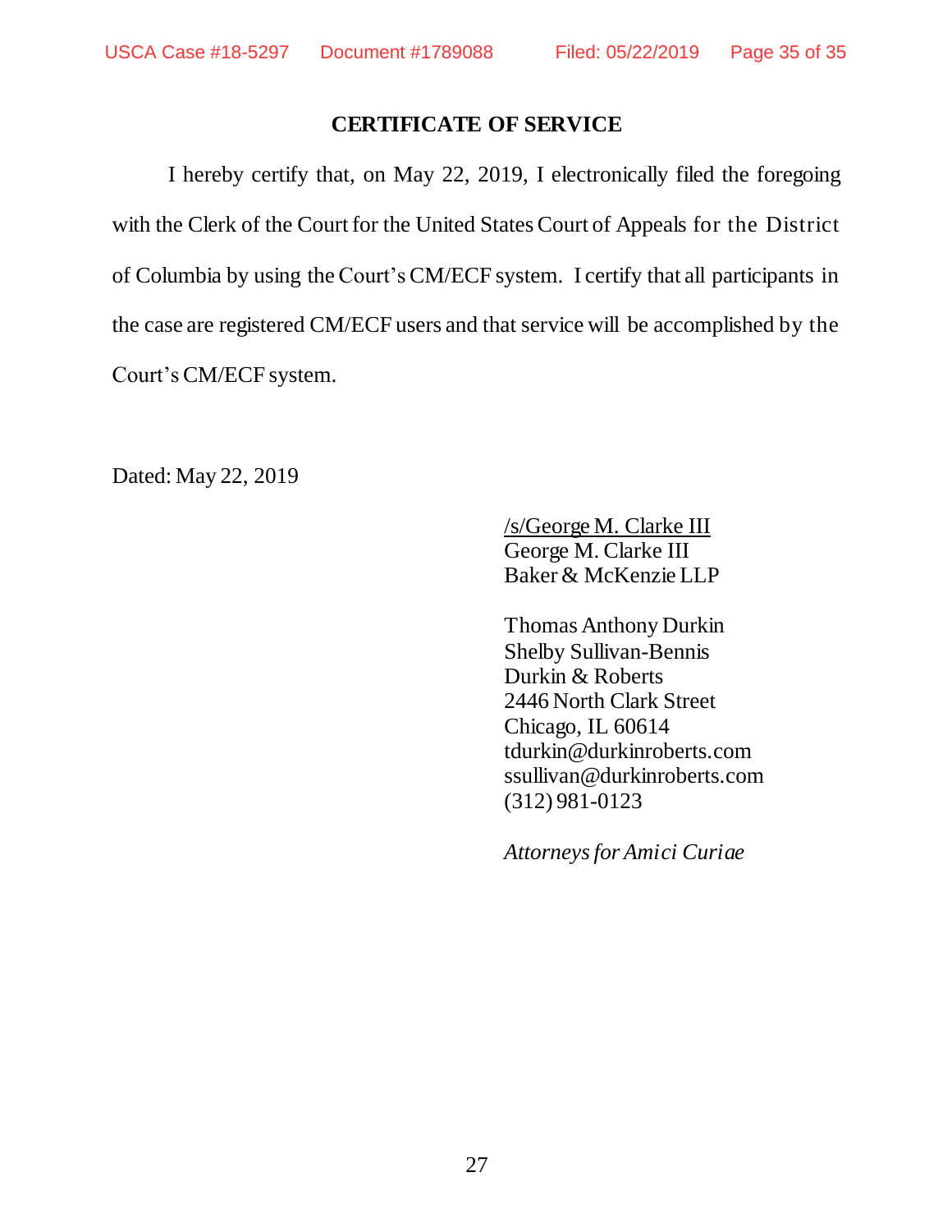## CERTIFICATE OF SERVICE

I hereby certify that, on May 22, 2019, I electronically filed the foregoing with the Clerk of the Court for the United States Court of Appeals for the District of Columbia by using the Court's CM/ECF system. I certify that all participants in the case are registered CM/ECF users and that service will be accomplished by the Court's CM/ECF system.

Dated: May 22, 2019

/s/George M. Clarke III
George M. Clarke III
Baker & McKenzie LLP

Thomas Anthony Durkin
Shelby Sullivan-Bennis
Durkin & Roberts
2446 North Clark Street
Chicago, IL 60614
tdurkin@durkinroberts.com
ssullivan@durkinroberts.com
(312) 981-0123

*Attorneys for Amici Curiae*